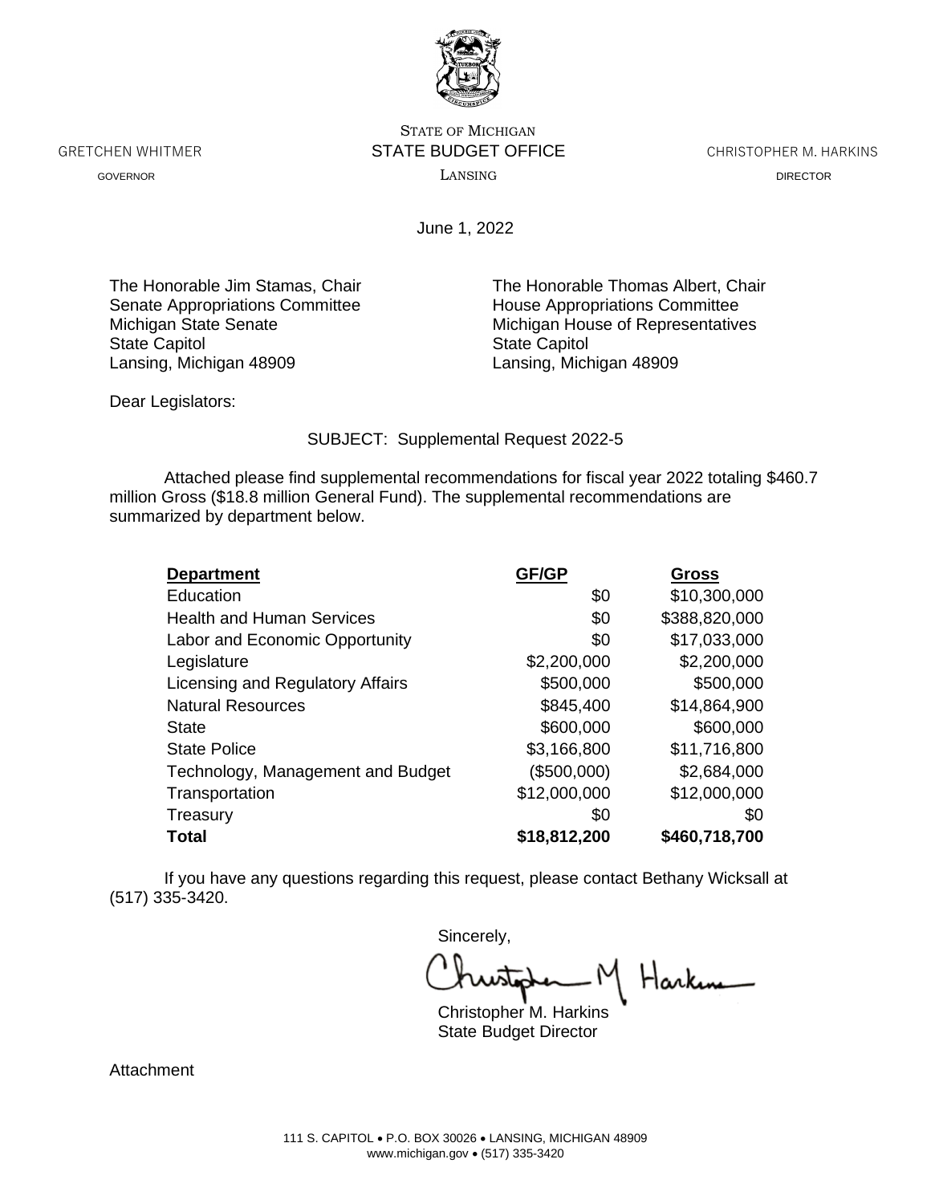STATE OF MICHIGAN

GRETCHEN WHITMER — GOVERNOR

**STATE BUDGET OFFICE**

LANSING

CHRISTOPHER M. HARKINS — DIRECTOR

June 1, 2022

The Honorable Jim Stamas, Chair
Senate Appropriations Committee
Michigan State Senate
State Capitol
Lansing, Michigan 48909

The Honorable Thomas Albert, Chair
House Appropriations Committee
Michigan House of Representatives
State Capitol
Lansing, Michigan 48909

Dear Legislators:

SUBJECT: Supplemental Request 2022-5

Attached please find supplemental recommendations for fiscal year 2022 totaling $460.7 million Gross ($18.8 million General Fund). The supplemental recommendations are summarized by department below.

| Department | GF/GP | Gross |
|---|---|---|
| Education | $0 | $10,300,000 |
| Health and Human Services | $0 | $388,820,000 |
| Labor and Economic Opportunity | $0 | $17,033,000 |
| Legislature | $2,200,000 | $2,200,000 |
| Licensing and Regulatory Affairs | $500,000 | $500,000 |
| Natural Resources | $845,400 | $14,864,900 |
| State | $600,000 | $600,000 |
| State Police | $3,166,800 | $11,716,800 |
| Technology, Management and Budget | ($500,000) | $2,684,000 |
| Transportation | $12,000,000 | $12,000,000 |
| Treasury | $0 | $0 |
| **Total** | **$18,812,200** | **$460,718,700** |

If you have any questions regarding this request, please contact Bethany Wicksall at (517) 335-3420.

Sincerely,

Christopher M. Harkins
State Budget Director

Attachment

111 S. CAPITOL • P.O. BOX 30026 • LANSING, MICHIGAN 48909
www.michigan.gov • (517) 335-3420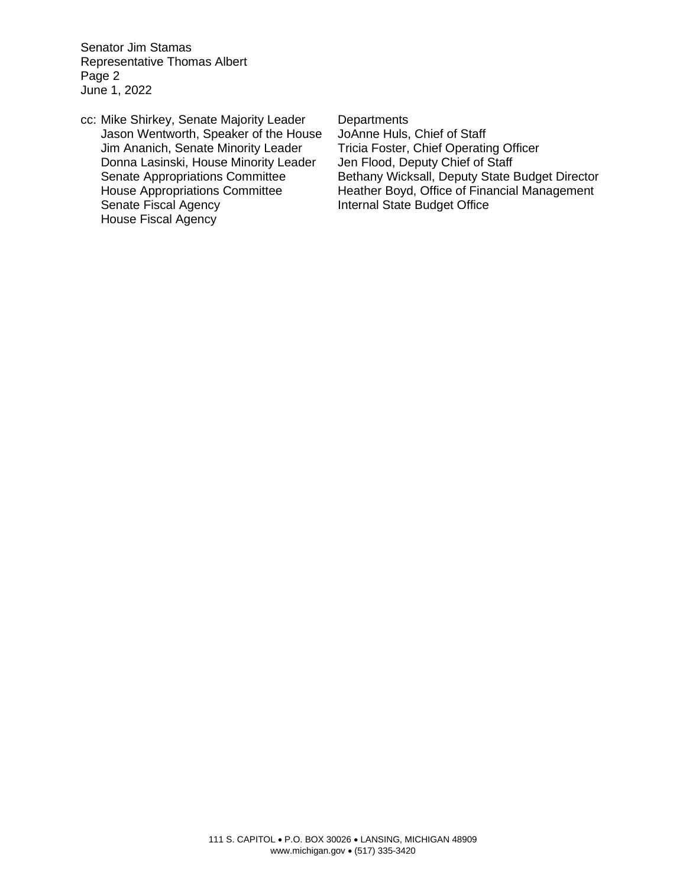Senator Jim Stamas
Representative Thomas Albert
Page 2
June 1, 2022

cc: Mike Shirkey, Senate Majority Leader
Jason Wentworth, Speaker of the House
Jim Ananich, Senate Minority Leader
Donna Lasinski, House Minority Leader
Senate Appropriations Committee
House Appropriations Committee
Senate Fiscal Agency
House Fiscal Agency

Departments
JoAnne Huls, Chief of Staff
Tricia Foster, Chief Operating Officer
Jen Flood, Deputy Chief of Staff
Bethany Wicksall, Deputy State Budget Director
Heather Boyd, Office of Financial Management
Internal State Budget Office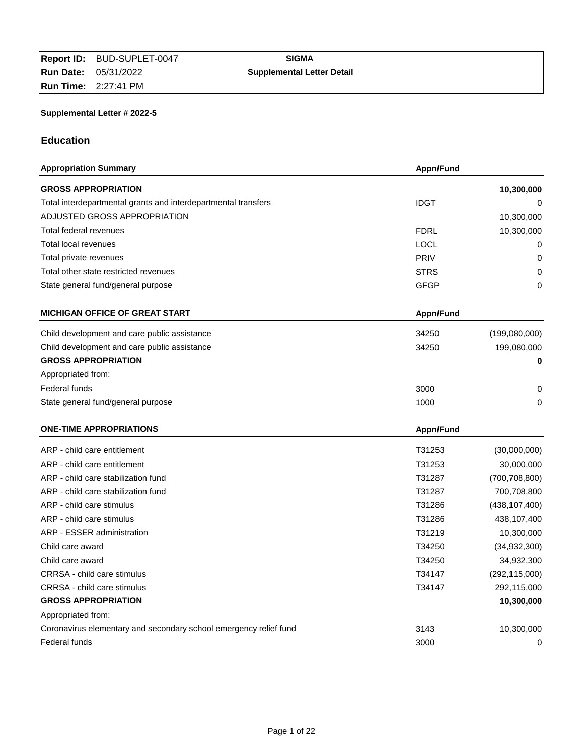| | |
|---|---|
| **Report ID:** BUD-SUPLET-0047 | **SIGMA** |
| **Run Date:** 05/31/2022 | **Supplemental Letter Detail** |
| **Run Time:** 2:27:41 PM | |

**Supplemental Letter # 2022-5**

## Education

| Appropriation Summary | Appn/Fund | |
|---|---|---:|
| **GROSS APPROPRIATION** | | **10,300,000** |
| Total interdepartmental grants and interdepartmental transfers | IDGT | 0 |
| ADJUSTED GROSS APPROPRIATION | | 10,300,000 |
| Total federal revenues | FDRL | 10,300,000 |
| Total local revenues | LOCL | 0 |
| Total private revenues | PRIV | 0 |
| Total other state restricted revenues | STRS | 0 |
| State general fund/general purpose | GFGP | 0 |

| MICHIGAN OFFICE OF GREAT START | Appn/Fund | |
|---|---|---:|
| Child development and care public assistance | 34250 | (199,080,000) |
| Child development and care public assistance | 34250 | 199,080,000 |
| **GROSS APPROPRIATION** | | **0** |
| Appropriated from: | | |
| Federal funds | 3000 | 0 |
| State general fund/general purpose | 1000 | 0 |

| ONE-TIME APPROPRIATIONS | Appn/Fund | |
|---|---|---:|
| ARP - child care entitlement | T31253 | (30,000,000) |
| ARP - child care entitlement | T31253 | 30,000,000 |
| ARP - child care stabilization fund | T31287 | (700,708,800) |
| ARP - child care stabilization fund | T31287 | 700,708,800 |
| ARP - child care stimulus | T31286 | (438,107,400) |
| ARP - child care stimulus | T31286 | 438,107,400 |
| ARP - ESSER administration | T31219 | 10,300,000 |
| Child care award | T34250 | (34,932,300) |
| Child care award | T34250 | 34,932,300 |
| CRRSA - child care stimulus | T34147 | (292,115,000) |
| CRRSA - child care stimulus | T34147 | 292,115,000 |
| **GROSS APPROPRIATION** | | **10,300,000** |
| Appropriated from: | | |
| Coronavirus elementary and secondary school emergency relief fund | 3143 | 10,300,000 |
| Federal funds | 3000 | 0 |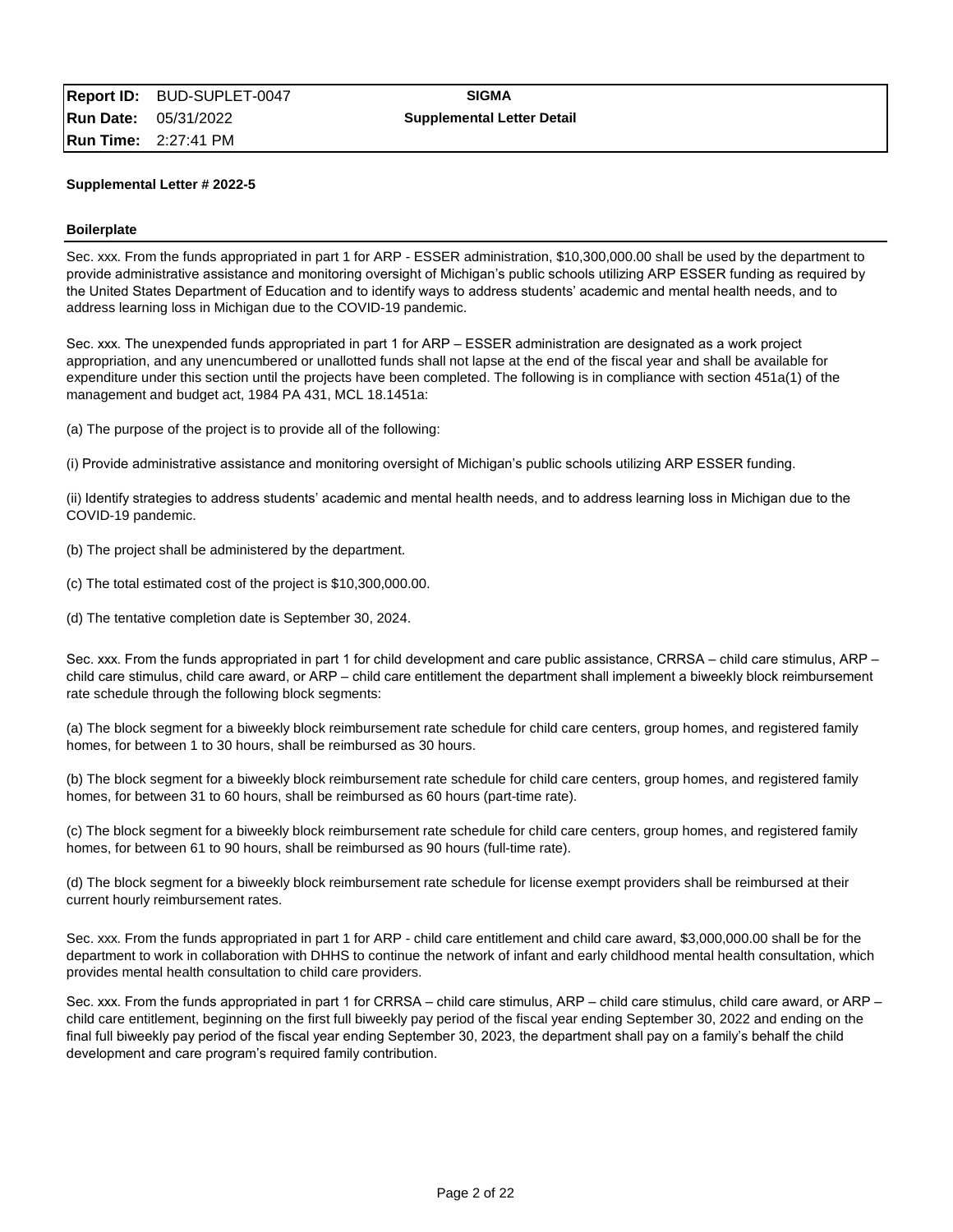**Supplemental Letter # 2022-5**

**Boilerplate**

Sec. xxx. From the funds appropriated in part 1 for ARP - ESSER administration, $10,300,000.00 shall be used by the department to provide administrative assistance and monitoring oversight of Michigan's public schools utilizing ARP ESSER funding as required by the United States Department of Education and to identify ways to address students' academic and mental health needs, and to address learning loss in Michigan due to the COVID-19 pandemic.

Sec. xxx. The unexpended funds appropriated in part 1 for ARP – ESSER administration are designated as a work project appropriation, and any unencumbered or unallotted funds shall not lapse at the end of the fiscal year and shall be available for expenditure under this section until the projects have been completed. The following is in compliance with section 451a(1) of the management and budget act, 1984 PA 431, MCL 18.1451a:

(a) The purpose of the project is to provide all of the following:

(i) Provide administrative assistance and monitoring oversight of Michigan's public schools utilizing ARP ESSER funding.

(ii) Identify strategies to address students' academic and mental health needs, and to address learning loss in Michigan due to the COVID-19 pandemic.

(b) The project shall be administered by the department.

(c) The total estimated cost of the project is $10,300,000.00.

(d) The tentative completion date is September 30, 2024.

Sec. xxx. From the funds appropriated in part 1 for child development and care public assistance, CRRSA – child care stimulus, ARP – child care stimulus, child care award, or ARP – child care entitlement the department shall implement a biweekly block reimbursement rate schedule through the following block segments:

(a) The block segment for a biweekly block reimbursement rate schedule for child care centers, group homes, and registered family homes, for between 1 to 30 hours, shall be reimbursed as 30 hours.

(b) The block segment for a biweekly block reimbursement rate schedule for child care centers, group homes, and registered family homes, for between 31 to 60 hours, shall be reimbursed as 60 hours (part-time rate).

(c) The block segment for a biweekly block reimbursement rate schedule for child care centers, group homes, and registered family homes, for between 61 to 90 hours, shall be reimbursed as 90 hours (full-time rate).

(d) The block segment for a biweekly block reimbursement rate schedule for license exempt providers shall be reimbursed at their current hourly reimbursement rates.

Sec. xxx. From the funds appropriated in part 1 for ARP - child care entitlement and child care award, $3,000,000.00 shall be for the department to work in collaboration with DHHS to continue the network of infant and early childhood mental health consultation, which provides mental health consultation to child care providers.

Sec. xxx. From the funds appropriated in part 1 for CRRSA – child care stimulus, ARP – child care stimulus, child care award, or ARP – child care entitlement, beginning on the first full biweekly pay period of the fiscal year ending September 30, 2022 and ending on the final full biweekly pay period of the fiscal year ending September 30, 2023, the department shall pay on a family's behalf the child development and care program's required family contribution.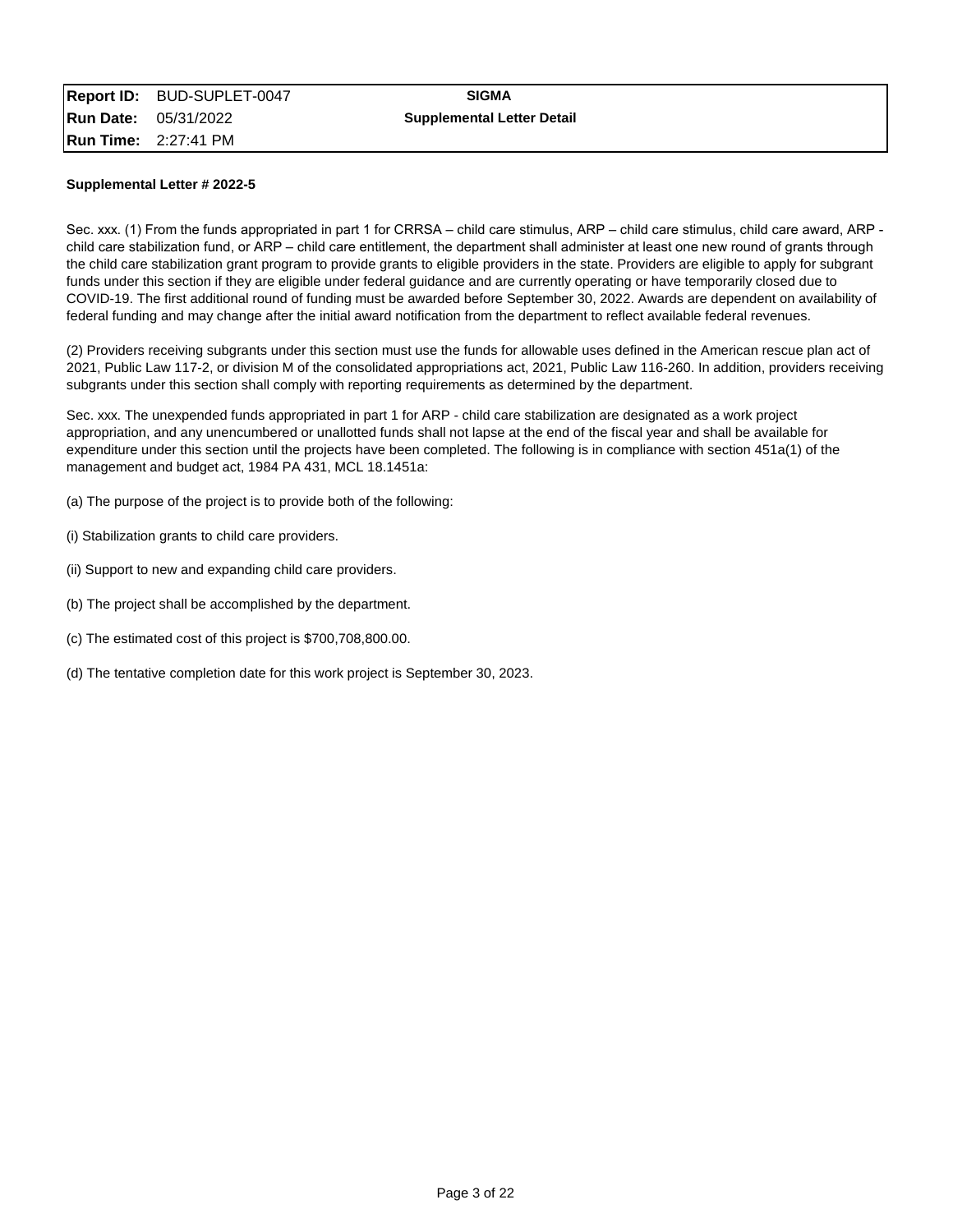| | | |
|---|---|---|
| **Report ID:** | BUD-SUPLET-0047 | **SIGMA** |
| **Run Date:** | 05/31/2022 | **Supplemental Letter Detail** |
| **Run Time:** | 2:27:41 PM | |

**Supplemental Letter # 2022-5**

Sec. xxx. (1) From the funds appropriated in part 1 for CRRSA – child care stimulus, ARP – child care stimulus, child care award, ARP - child care stabilization fund, or ARP – child care entitlement, the department shall administer at least one new round of grants through the child care stabilization grant program to provide grants to eligible providers in the state. Providers are eligible to apply for subgrant funds under this section if they are eligible under federal guidance and are currently operating or have temporarily closed due to COVID-19. The first additional round of funding must be awarded before September 30, 2022. Awards are dependent on availability of federal funding and may change after the initial award notification from the department to reflect available federal revenues.

(2) Providers receiving subgrants under this section must use the funds for allowable uses defined in the American rescue plan act of 2021, Public Law 117-2, or division M of the consolidated appropriations act, 2021, Public Law 116-260. In addition, providers receiving subgrants under this section shall comply with reporting requirements as determined by the department.

Sec. xxx. The unexpended funds appropriated in part 1 for ARP - child care stabilization are designated as a work project appropriation, and any unencumbered or unallotted funds shall not lapse at the end of the fiscal year and shall be available for expenditure under this section until the projects have been completed. The following is in compliance with section 451a(1) of the management and budget act, 1984 PA 431, MCL 18.1451a:

(a) The purpose of the project is to provide both of the following:

(i) Stabilization grants to child care providers.

(ii) Support to new and expanding child care providers.

(b) The project shall be accomplished by the department.

(c) The estimated cost of this project is $700,708,800.00.

(d) The tentative completion date for this work project is September 30, 2023.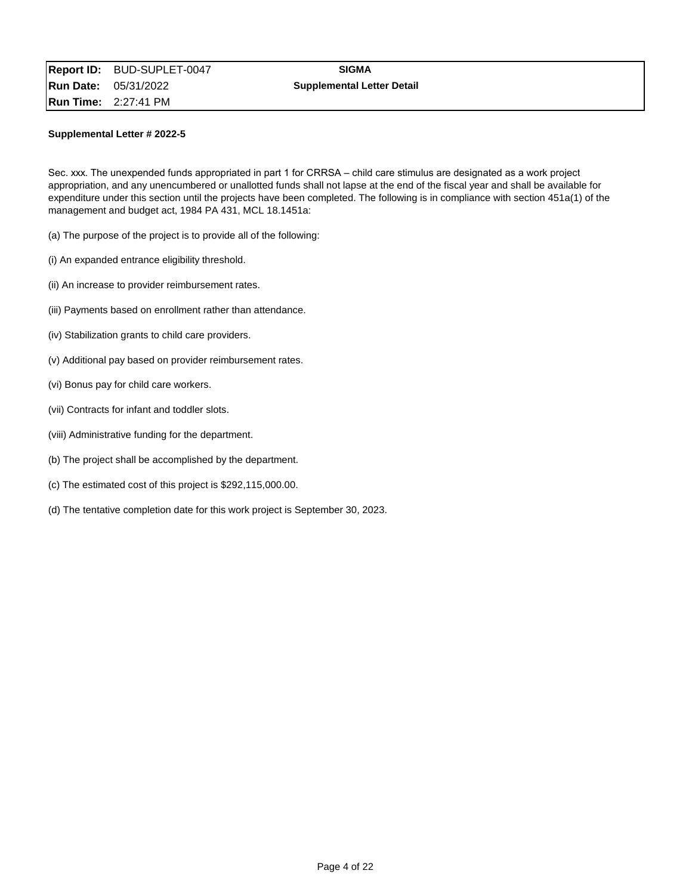| **Report ID:** | BUD-SUPLET-0047 | **SIGMA** |
| --- | --- | --- |
| **Run Date:** | 05/31/2022 | **Supplemental Letter Detail** |
| **Run Time:** | 2:27:41 PM | |

**Supplemental Letter # 2022-5**

Sec. xxx. The unexpended funds appropriated in part 1 for CRRSA – child care stimulus are designated as a work project appropriation, and any unencumbered or unallotted funds shall not lapse at the end of the fiscal year and shall be available for expenditure under this section until the projects have been completed. The following is in compliance with section 451a(1) of the management and budget act, 1984 PA 431, MCL 18.1451a:

(a) The purpose of the project is to provide all of the following:

(i) An expanded entrance eligibility threshold.

(ii) An increase to provider reimbursement rates.

(iii) Payments based on enrollment rather than attendance.

(iv) Stabilization grants to child care providers.

(v) Additional pay based on provider reimbursement rates.

(vi) Bonus pay for child care workers.

(vii) Contracts for infant and toddler slots.

(viii) Administrative funding for the department.

(b) The project shall be accomplished by the department.

(c) The estimated cost of this project is $292,115,000.00.

(d) The tentative completion date for this work project is September 30, 2023.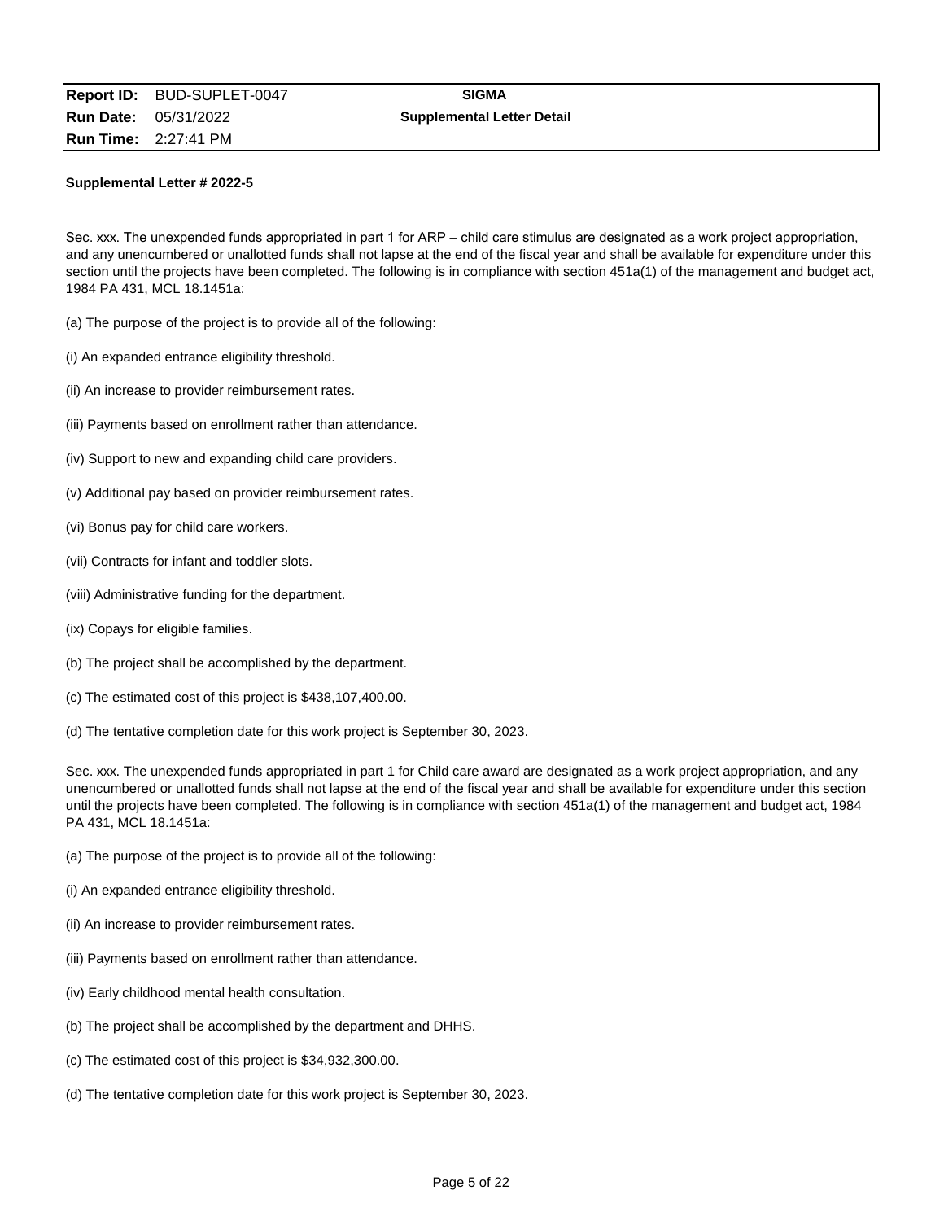| | | | |
|---|---|---|---|
| **Report ID:** | BUD-SUPLET-0047 | **SIGMA** | |
| **Run Date:** | 05/31/2022 | **Supplemental Letter Detail** | |
| **Run Time:** | 2:27:41 PM | | |

**Supplemental Letter # 2022-5**

Sec. xxx. The unexpended funds appropriated in part 1 for ARP – child care stimulus are designated as a work project appropriation, and any unencumbered or unallotted funds shall not lapse at the end of the fiscal year and shall be available for expenditure under this section until the projects have been completed. The following is in compliance with section 451a(1) of the management and budget act, 1984 PA 431, MCL 18.1451a:

(a) The purpose of the project is to provide all of the following:

(i) An expanded entrance eligibility threshold.

(ii) An increase to provider reimbursement rates.

(iii) Payments based on enrollment rather than attendance.

(iv) Support to new and expanding child care providers.

(v) Additional pay based on provider reimbursement rates.

(vi) Bonus pay for child care workers.

(vii) Contracts for infant and toddler slots.

(viii) Administrative funding for the department.

(ix) Copays for eligible families.

(b) The project shall be accomplished by the department.

(c) The estimated cost of this project is $438,107,400.00.

(d) The tentative completion date for this work project is September 30, 2023.

Sec. xxx. The unexpended funds appropriated in part 1 for Child care award are designated as a work project appropriation, and any unencumbered or unallotted funds shall not lapse at the end of the fiscal year and shall be available for expenditure under this section until the projects have been completed. The following is in compliance with section 451a(1) of the management and budget act, 1984 PA 431, MCL 18.1451a:

(a) The purpose of the project is to provide all of the following:

(i) An expanded entrance eligibility threshold.

(ii) An increase to provider reimbursement rates.

(iii) Payments based on enrollment rather than attendance.

(iv) Early childhood mental health consultation.

(b) The project shall be accomplished by the department and DHHS.

(c) The estimated cost of this project is $34,932,300.00.

(d) The tentative completion date for this work project is September 30, 2023.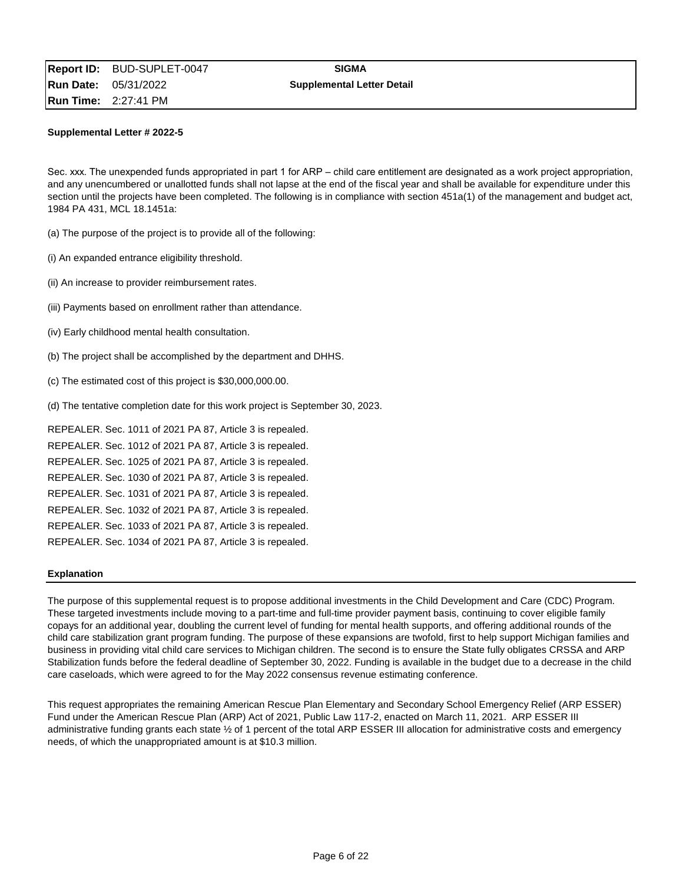| | | |
|---|---|---|
| **Report ID:** BUD-SUPLET-0047 | **SIGMA** | |
| **Run Date:** 05/31/2022 | **Supplemental Letter Detail** | |
| **Run Time:** 2:27:41 PM | | |

**Supplemental Letter # 2022-5**

Sec. xxx. The unexpended funds appropriated in part 1 for ARP – child care entitlement are designated as a work project appropriation, and any unencumbered or unallotted funds shall not lapse at the end of the fiscal year and shall be available for expenditure under this section until the projects have been completed. The following is in compliance with section 451a(1) of the management and budget act, 1984 PA 431, MCL 18.1451a:

(a) The purpose of the project is to provide all of the following:

(i) An expanded entrance eligibility threshold.

(ii) An increase to provider reimbursement rates.

(iii) Payments based on enrollment rather than attendance.

(iv) Early childhood mental health consultation.

(b) The project shall be accomplished by the department and DHHS.

(c) The estimated cost of this project is $30,000,000.00.

(d) The tentative completion date for this work project is September 30, 2023.

REPEALER. Sec. 1011 of 2021 PA 87, Article 3 is repealed.

REPEALER. Sec. 1012 of 2021 PA 87, Article 3 is repealed.

REPEALER. Sec. 1025 of 2021 PA 87, Article 3 is repealed.

REPEALER. Sec. 1030 of 2021 PA 87, Article 3 is repealed.

REPEALER. Sec. 1031 of 2021 PA 87, Article 3 is repealed.

REPEALER. Sec. 1032 of 2021 PA 87, Article 3 is repealed.

REPEALER. Sec. 1033 of 2021 PA 87, Article 3 is repealed.

REPEALER. Sec. 1034 of 2021 PA 87, Article 3 is repealed.

**Explanation**

The purpose of this supplemental request is to propose additional investments in the Child Development and Care (CDC) Program. These targeted investments include moving to a part-time and full-time provider payment basis, continuing to cover eligible family copays for an additional year, doubling the current level of funding for mental health supports, and offering additional rounds of the child care stabilization grant program funding. The purpose of these expansions are twofold, first to help support Michigan families and business in providing vital child care services to Michigan children. The second is to ensure the State fully obligates CRSSA and ARP Stabilization funds before the federal deadline of September 30, 2022. Funding is available in the budget due to a decrease in the child care caseloads, which were agreed to for the May 2022 consensus revenue estimating conference.

This request appropriates the remaining American Rescue Plan Elementary and Secondary School Emergency Relief (ARP ESSER) Fund under the American Rescue Plan (ARP) Act of 2021, Public Law 117-2, enacted on March 11, 2021. ARP ESSER III administrative funding grants each state ½ of 1 percent of the total ARP ESSER III allocation for administrative costs and emergency needs, of which the unappropriated amount is at $10.3 million.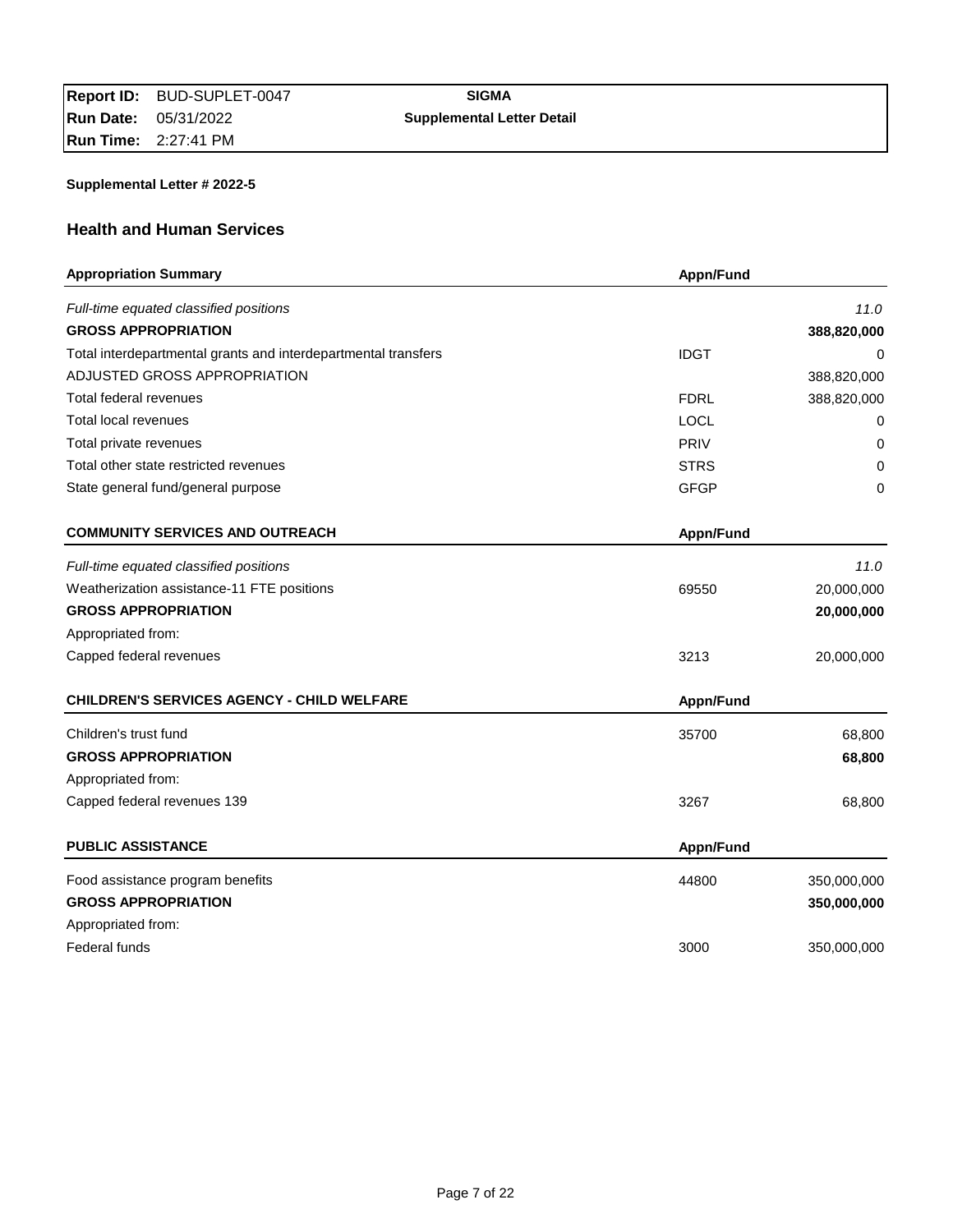| Report ID: | BUD-SUPLET-0047 | SIGMA |
|---|---|---|
| Run Date: | 05/31/2022 | Supplemental Letter Detail |
| Run Time: | 2:27:41 PM | |

**Supplemental Letter # 2022-5**

## Health and Human Services

| Appropriation Summary | Appn/Fund | |
|---|---|---|
| *Full-time equated classified positions* | | *11.0* |
| **GROSS APPROPRIATION** | | **388,820,000** |
| Total interdepartmental grants and interdepartmental transfers | IDGT | 0 |
| ADJUSTED GROSS APPROPRIATION | | 388,820,000 |
| Total federal revenues | FDRL | 388,820,000 |
| Total local revenues | LOCL | 0 |
| Total private revenues | PRIV | 0 |
| Total other state restricted revenues | STRS | 0 |
| State general fund/general purpose | GFGP | 0 |

| COMMUNITY SERVICES AND OUTREACH | Appn/Fund | |
|---|---|---|
| *Full-time equated classified positions* | | *11.0* |
| Weatherization assistance-11 FTE positions | 69550 | 20,000,000 |
| **GROSS APPROPRIATION** | | **20,000,000** |
| Appropriated from: | | |
| Capped federal revenues | 3213 | 20,000,000 |

| CHILDREN'S SERVICES AGENCY - CHILD WELFARE | Appn/Fund | |
|---|---|---|
| Children's trust fund | 35700 | 68,800 |
| **GROSS APPROPRIATION** | | **68,800** |
| Appropriated from: | | |
| Capped federal revenues 139 | 3267 | 68,800 |

| PUBLIC ASSISTANCE | Appn/Fund | |
|---|---|---|
| Food assistance program benefits | 44800 | 350,000,000 |
| **GROSS APPROPRIATION** | | **350,000,000** |
| Appropriated from: | | |
| Federal funds | 3000 | 350,000,000 |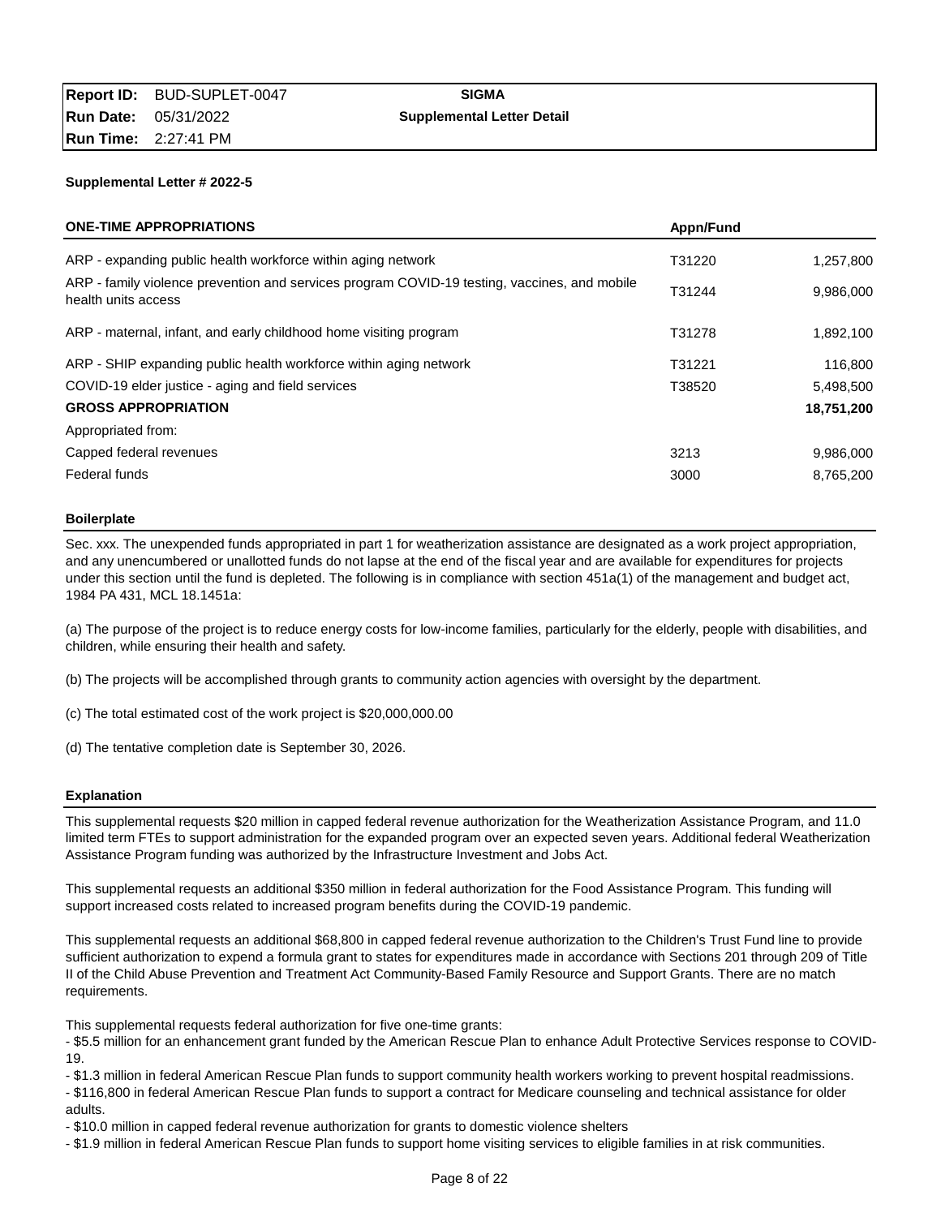| Report ID: | BUD-SUPLET-0047 | SIGMA |
|---|---|---|
| Run Date: | 05/31/2022 | Supplemental Letter Detail |
| Run Time: | 2:27:41 PM | |

**Supplemental Letter # 2022-5**

| ONE-TIME APPROPRIATIONS | Appn/Fund | |
|---|---|---|
| ARP - expanding public health workforce within aging network | T31220 | 1,257,800 |
| ARP - family violence prevention and services program COVID-19 testing, vaccines, and mobile health units access | T31244 | 9,986,000 |
| ARP - maternal, infant, and early childhood home visiting program | T31278 | 1,892,100 |
| ARP - SHIP expanding public health workforce within aging network | T31221 | 116,800 |
| COVID-19 elder justice - aging and field services | T38520 | 5,498,500 |
| **GROSS APPROPRIATION** | | **18,751,200** |
| Appropriated from: | | |
| Capped federal revenues | 3213 | 9,986,000 |
| Federal funds | 3000 | 8,765,200 |

### Boilerplate

Sec. xxx. The unexpended funds appropriated in part 1 for weatherization assistance are designated as a work project appropriation, and any unencumbered or unallotted funds do not lapse at the end of the fiscal year and are available for expenditures for projects under this section until the fund is depleted. The following is in compliance with section 451a(1) of the management and budget act, 1984 PA 431, MCL 18.1451a:

(a) The purpose of the project is to reduce energy costs for low-income families, particularly for the elderly, people with disabilities, and children, while ensuring their health and safety.

(b) The projects will be accomplished through grants to community action agencies with oversight by the department.

(c) The total estimated cost of the work project is $20,000,000.00

(d) The tentative completion date is September 30, 2026.

### Explanation

This supplemental requests $20 million in capped federal revenue authorization for the Weatherization Assistance Program, and 11.0 limited term FTEs to support administration for the expanded program over an expected seven years. Additional federal Weatherization Assistance Program funding was authorized by the Infrastructure Investment and Jobs Act.

This supplemental requests an additional $350 million in federal authorization for the Food Assistance Program. This funding will support increased costs related to increased program benefits during the COVID-19 pandemic.

This supplemental requests an additional $68,800 in capped federal revenue authorization to the Children's Trust Fund line to provide sufficient authorization to expend a formula grant to states for expenditures made in accordance with Sections 201 through 209 of Title II of the Child Abuse Prevention and Treatment Act Community-Based Family Resource and Support Grants. There are no match requirements.

This supplemental requests federal authorization for five one-time grants:

- $5.5 million for an enhancement grant funded by the American Rescue Plan to enhance Adult Protective Services response to COVID-19.
- $1.3 million in federal American Rescue Plan funds to support community health workers working to prevent hospital readmissions.
- $116,800 in federal American Rescue Plan funds to support a contract for Medicare counseling and technical assistance for older adults.
- $10.0 million in capped federal revenue authorization for grants to domestic violence shelters
- $1.9 million in federal American Rescue Plan funds to support home visiting services to eligible families in at risk communities.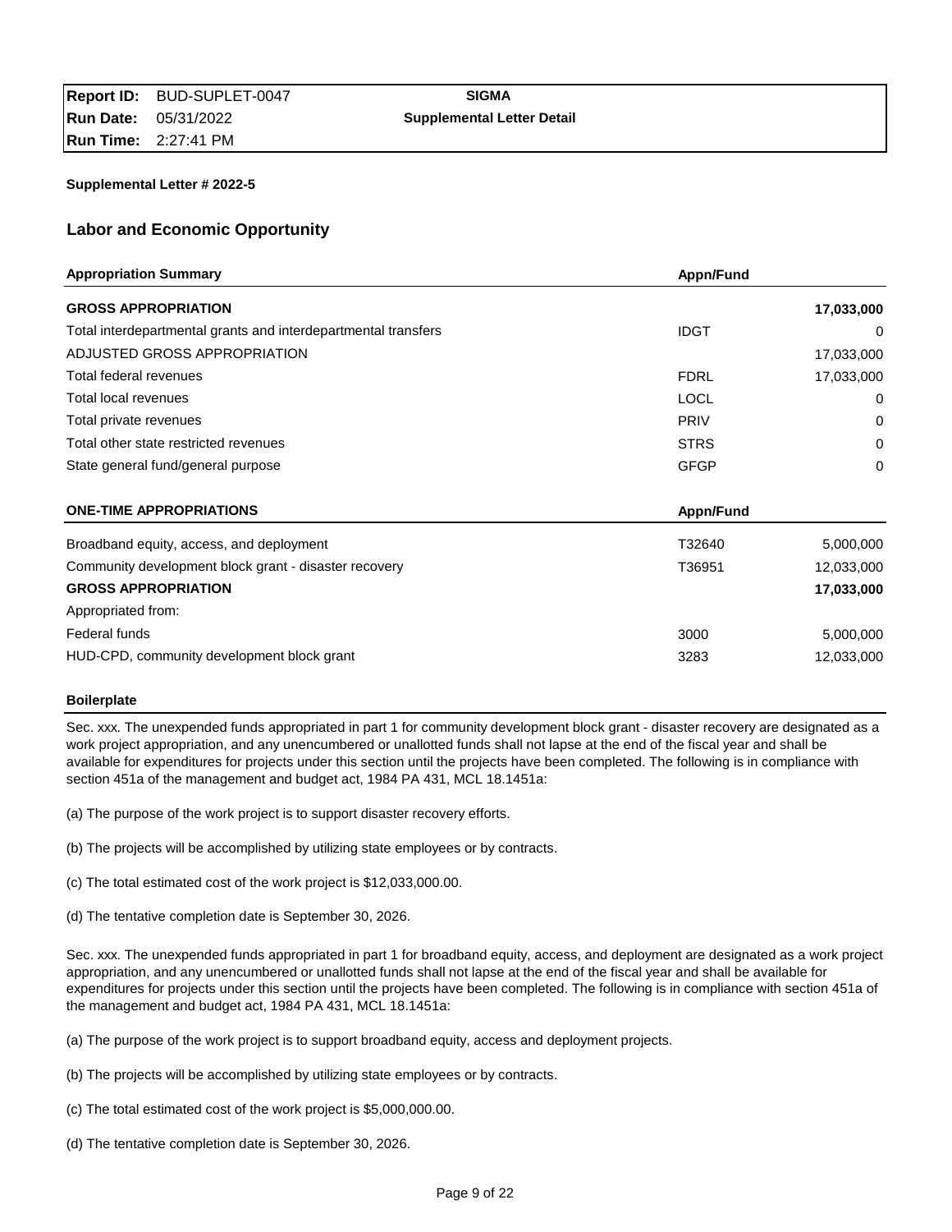**Report ID:** BUD-SUPLET-0047
**Run Date:** 05/31/2022
**Run Time:** 2:27:41 PM

**SIGMA**
**Supplemental Letter Detail**

**Supplemental Letter # 2022-5**

## Labor and Economic Opportunity

| Appropriation Summary | Appn/Fund | |
|---|---|---|
| **GROSS APPROPRIATION** | | **17,033,000** |
| Total interdepartmental grants and interdepartmental transfers | IDGT | 0 |
| ADJUSTED GROSS APPROPRIATION | | 17,033,000 |
| Total federal revenues | FDRL | 17,033,000 |
| Total local revenues | LOCL | 0 |
| Total private revenues | PRIV | 0 |
| Total other state restricted revenues | STRS | 0 |
| State general fund/general purpose | GFGP | 0 |

| ONE-TIME APPROPRIATIONS | Appn/Fund | |
|---|---|---|
| Broadband equity, access, and deployment | T32640 | 5,000,000 |
| Community development block grant - disaster recovery | T36951 | 12,033,000 |
| **GROSS APPROPRIATION** | | **17,033,000** |
| Appropriated from: | | |
| Federal funds | 3000 | 5,000,000 |
| HUD-CPD, community development block grant | 3283 | 12,033,000 |

**Boilerplate**

Sec. xxx. The unexpended funds appropriated in part 1 for community development block grant - disaster recovery are designated as a work project appropriation, and any unencumbered or unallotted funds shall not lapse at the end of the fiscal year and shall be available for expenditures for projects under this section until the projects have been completed. The following is in compliance with section 451a of the management and budget act, 1984 PA 431, MCL 18.1451a:

(a) The purpose of the work project is to support disaster recovery efforts.

(b) The projects will be accomplished by utilizing state employees or by contracts.

(c) The total estimated cost of the work project is $12,033,000.00.

(d) The tentative completion date is September 30, 2026.

Sec. xxx. The unexpended funds appropriated in part 1 for broadband equity, access, and deployment are designated as a work project appropriation, and any unencumbered or unallotted funds shall not lapse at the end of the fiscal year and shall be available for expenditures for projects under this section until the projects have been completed. The following is in compliance with section 451a of the management and budget act, 1984 PA 431, MCL 18.1451a:

(a) The purpose of the work project is to support broadband equity, access and deployment projects.

(b) The projects will be accomplished by utilizing state employees or by contracts.

(c) The total estimated cost of the work project is $5,000,000.00.

(d) The tentative completion date is September 30, 2026.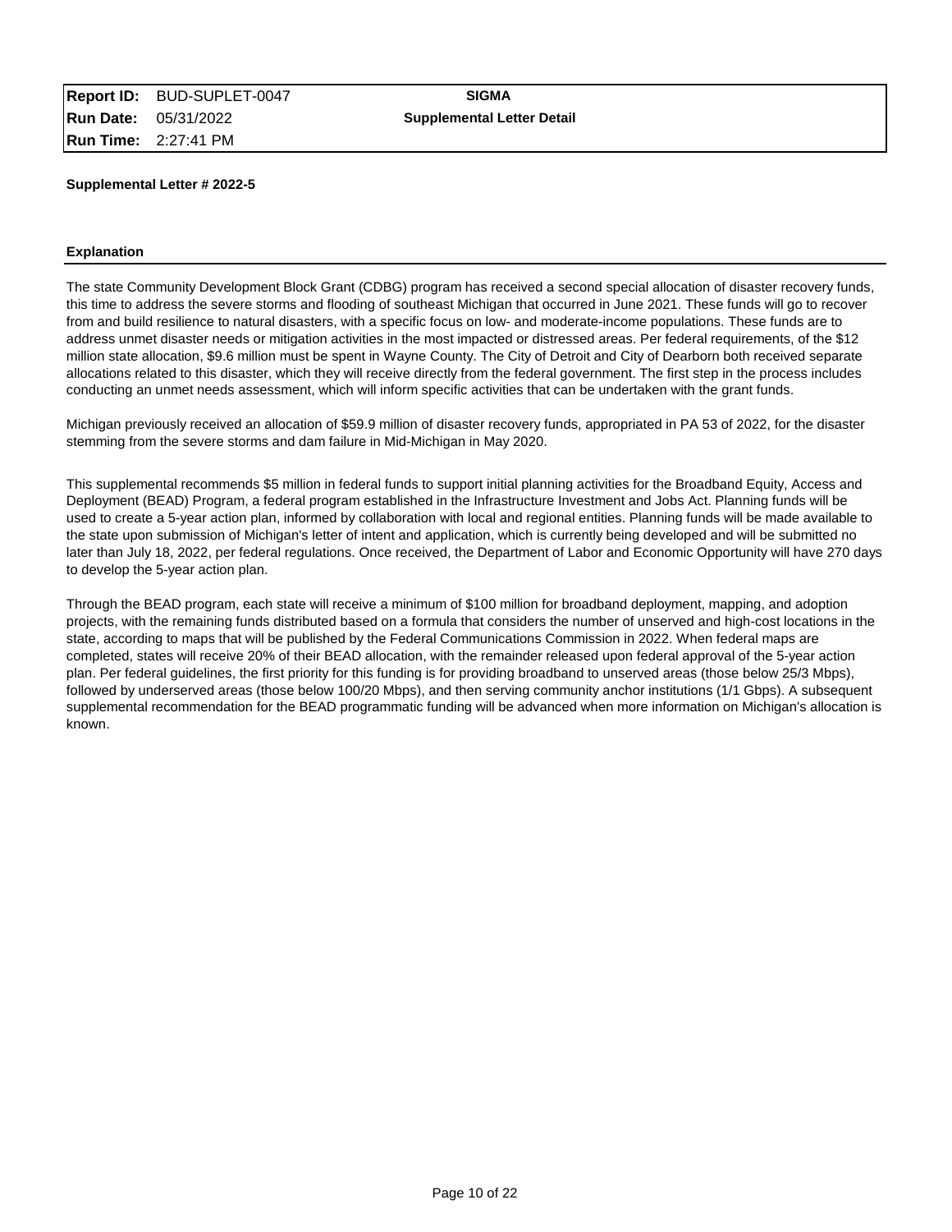| **Report ID:** | BUD-SUPLET-0047 | **SIGMA** |
| --- | --- | --- |
| **Run Date:** | 05/31/2022 | **Supplemental Letter Detail** |
| **Run Time:** | 2:27:41 PM | |

**Supplemental Letter # 2022-5**

**Explanation**

The state Community Development Block Grant (CDBG) program has received a second special allocation of disaster recovery funds, this time to address the severe storms and flooding of southeast Michigan that occurred in June 2021. These funds will go to recover from and build resilience to natural disasters, with a specific focus on low- and moderate-income populations. These funds are to address unmet disaster needs or mitigation activities in the most impacted or distressed areas. Per federal requirements, of the $12 million state allocation, $9.6 million must be spent in Wayne County. The City of Detroit and City of Dearborn both received separate allocations related to this disaster, which they will receive directly from the federal government. The first step in the process includes conducting an unmet needs assessment, which will inform specific activities that can be undertaken with the grant funds.

Michigan previously received an allocation of $59.9 million of disaster recovery funds, appropriated in PA 53 of 2022, for the disaster stemming from the severe storms and dam failure in Mid-Michigan in May 2020.

This supplemental recommends $5 million in federal funds to support initial planning activities for the Broadband Equity, Access and Deployment (BEAD) Program, a federal program established in the Infrastructure Investment and Jobs Act. Planning funds will be used to create a 5-year action plan, informed by collaboration with local and regional entities. Planning funds will be made available to the state upon submission of Michigan's letter of intent and application, which is currently being developed and will be submitted no later than July 18, 2022, per federal regulations. Once received, the Department of Labor and Economic Opportunity will have 270 days to develop the 5-year action plan.

Through the BEAD program, each state will receive a minimum of $100 million for broadband deployment, mapping, and adoption projects, with the remaining funds distributed based on a formula that considers the number of unserved and high-cost locations in the state, according to maps that will be published by the Federal Communications Commission in 2022. When federal maps are completed, states will receive 20% of their BEAD allocation, with the remainder released upon federal approval of the 5-year action plan. Per federal guidelines, the first priority for this funding is for providing broadband to unserved areas (those below 25/3 Mbps), followed by underserved areas (those below 100/20 Mbps), and then serving community anchor institutions (1/1 Gbps). A subsequent supplemental recommendation for the BEAD programmatic funding will be advanced when more information on Michigan's allocation is known.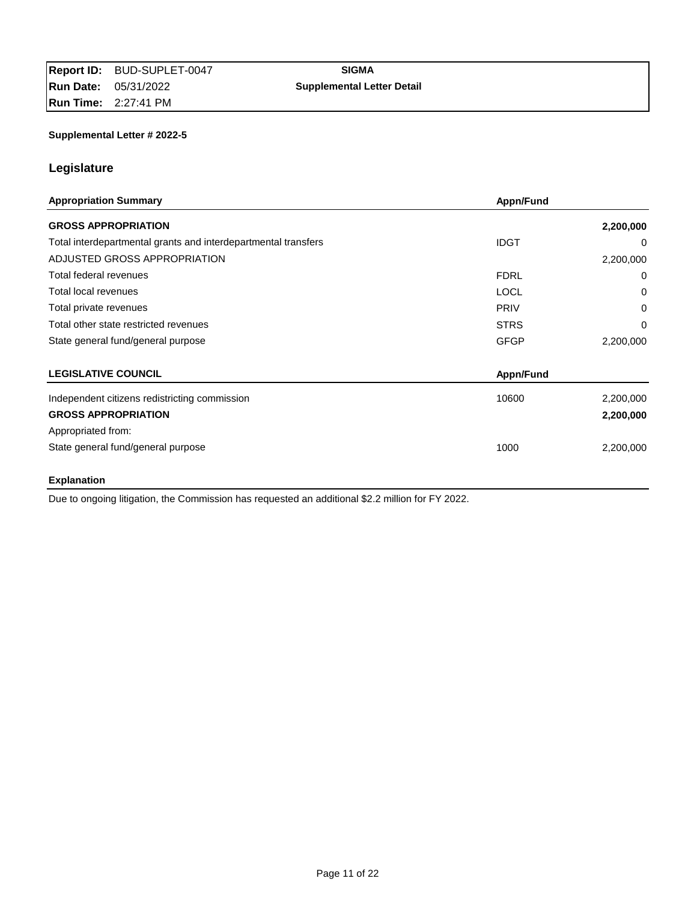| **Report ID:** BUD-SUPLET-0047 | **SIGMA** |
|---|---|
| **Run Date:** 05/31/2022 | **Supplemental Letter Detail** |
| **Run Time:** 2:27:41 PM | |

**Supplemental Letter # 2022-5**

## Legislature

| **Appropriation Summary** | **Appn/Fund** | |
|---|---|---|
| **GROSS APPROPRIATION** | | **2,200,000** |
| Total interdepartmental grants and interdepartmental transfers | IDGT | 0 |
| ADJUSTED GROSS APPROPRIATION | | 2,200,000 |
| Total federal revenues | FDRL | 0 |
| Total local revenues | LOCL | 0 |
| Total private revenues | PRIV | 0 |
| Total other state restricted revenues | STRS | 0 |
| State general fund/general purpose | GFGP | 2,200,000 |

| **LEGISLATIVE COUNCIL** | **Appn/Fund** | |
|---|---|---|
| Independent citizens redistricting commission | 10600 | 2,200,000 |
| **GROSS APPROPRIATION** | | **2,200,000** |
| Appropriated from: | | |
| State general fund/general purpose | 1000 | 2,200,000 |

**Explanation**

Due to ongoing litigation, the Commission has requested an additional $2.2 million for FY 2022.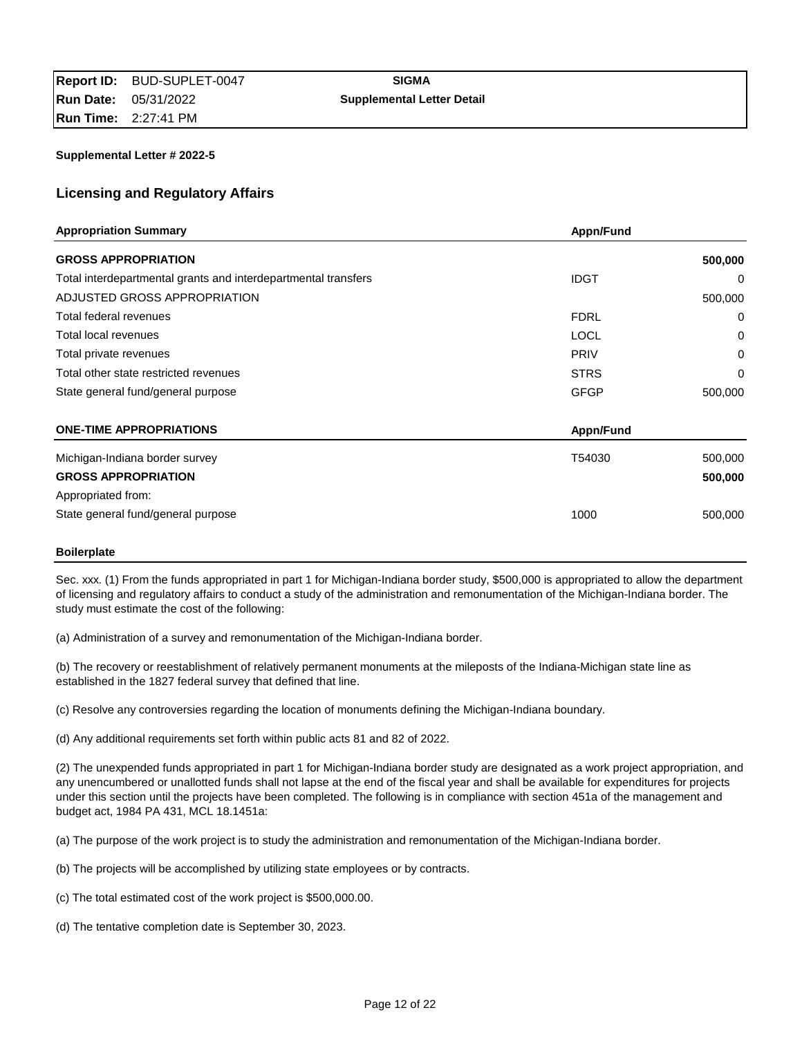| **Report ID:** BUD-SUPLET-0047 | **SIGMA** |
|---|---|
| **Run Date:** 05/31/2022 | **Supplemental Letter Detail** |
| **Run Time:** 2:27:41 PM | |

**Supplemental Letter # 2022-5**

## Licensing and Regulatory Affairs

| **Appropriation Summary** | **Appn/Fund** | |
|---|---|---|
| **GROSS APPROPRIATION** | | **500,000** |
| Total interdepartmental grants and interdepartmental transfers | IDGT | 0 |
| ADJUSTED GROSS APPROPRIATION | | 500,000 |
| Total federal revenues | FDRL | 0 |
| Total local revenues | LOCL | 0 |
| Total private revenues | PRIV | 0 |
| Total other state restricted revenues | STRS | 0 |
| State general fund/general purpose | GFGP | 500,000 |

| **ONE-TIME APPROPRIATIONS** | **Appn/Fund** | |
|---|---|---|
| Michigan-Indiana border survey | T54030 | 500,000 |
| **GROSS APPROPRIATION** | | **500,000** |
| Appropriated from: | | |
| State general fund/general purpose | 1000 | 500,000 |

**Boilerplate**

Sec. xxx. (1) From the funds appropriated in part 1 for Michigan-Indiana border study, $500,000 is appropriated to allow the department of licensing and regulatory affairs to conduct a study of the administration and remonumentation of the Michigan-Indiana border. The study must estimate the cost of the following:

(a) Administration of a survey and remonumentation of the Michigan-Indiana border.

(b) The recovery or reestablishment of relatively permanent monuments at the mileposts of the Indiana-Michigan state line as established in the 1827 federal survey that defined that line.

(c) Resolve any controversies regarding the location of monuments defining the Michigan-Indiana boundary.

(d) Any additional requirements set forth within public acts 81 and 82 of 2022.

(2) The unexpended funds appropriated in part 1 for Michigan-Indiana border study are designated as a work project appropriation, and any unencumbered or unallotted funds shall not lapse at the end of the fiscal year and shall be available for expenditures for projects under this section until the projects have been completed. The following is in compliance with section 451a of the management and budget act, 1984 PA 431, MCL 18.1451a:

(a) The purpose of the work project is to study the administration and remonumentation of the Michigan-Indiana border.

(b) The projects will be accomplished by utilizing state employees or by contracts.

(c) The total estimated cost of the work project is $500,000.00.

(d) The tentative completion date is September 30, 2023.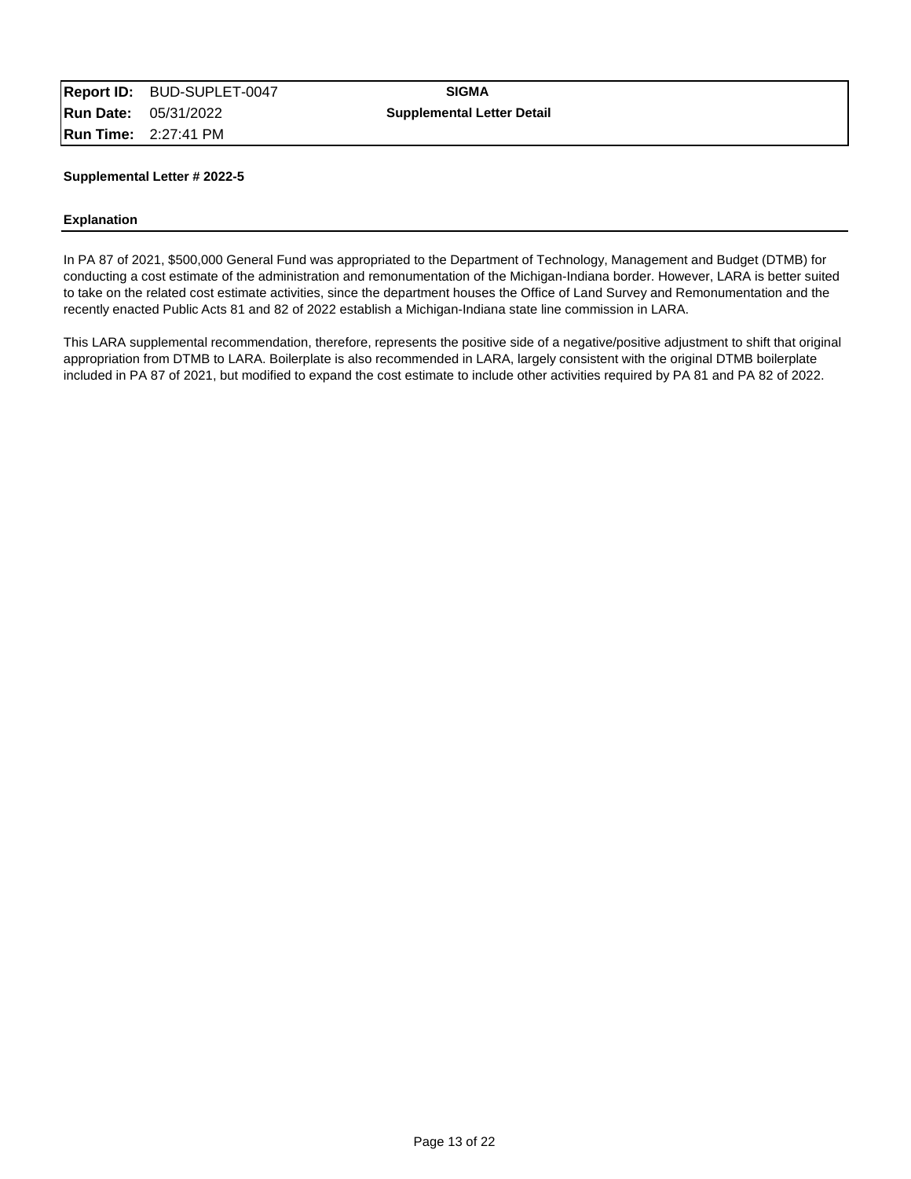| **Report ID:** | BUD-SUPLET-0047 | **SIGMA** |
|---|---|---|
| **Run Date:** | 05/31/2022 | **Supplemental Letter Detail** |
| **Run Time:** | 2:27:41 PM | |

**Supplemental Letter # 2022-5**

**Explanation**

In PA 87 of 2021, $500,000 General Fund was appropriated to the Department of Technology, Management and Budget (DTMB) for conducting a cost estimate of the administration and remonumentation of the Michigan-Indiana border. However, LARA is better suited to take on the related cost estimate activities, since the department houses the Office of Land Survey and Remonumentation and the recently enacted Public Acts 81 and 82 of 2022 establish a Michigan-Indiana state line commission in LARA.

This LARA supplemental recommendation, therefore, represents the positive side of a negative/positive adjustment to shift that original appropriation from DTMB to LARA. Boilerplate is also recommended in LARA, largely consistent with the original DTMB boilerplate included in PA 87 of 2021, but modified to expand the cost estimate to include other activities required by PA 81 and PA 82 of 2022.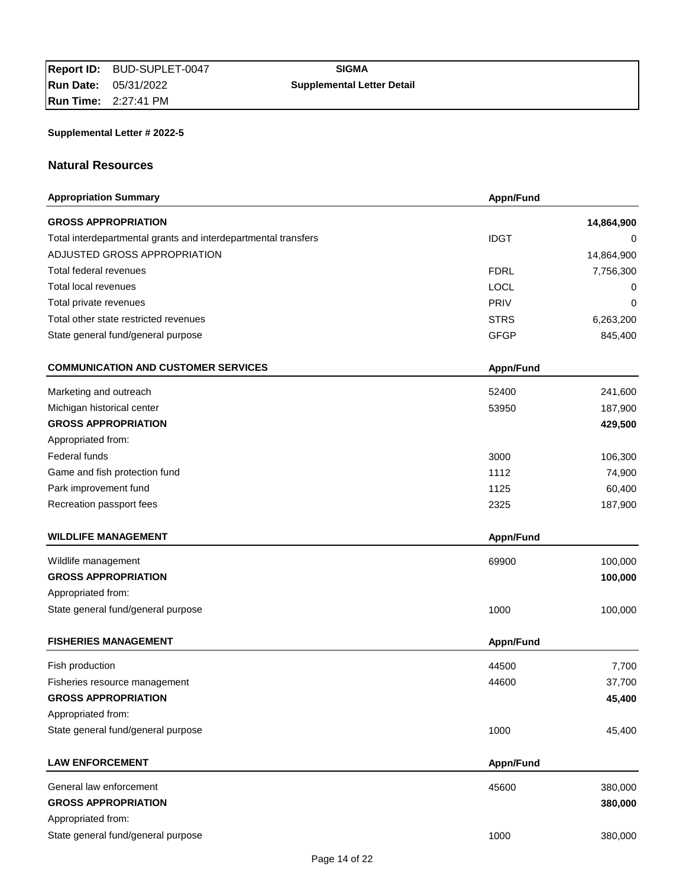| Report ID: | BUD-SUPLET-0047 | SIGMA |
|---|---|---|
| Run Date: | 05/31/2022 | Supplemental Letter Detail |
| Run Time: | 2:27:41 PM | |

**Supplemental Letter # 2022-5**

## Natural Resources

| Appropriation Summary | Appn/Fund | |
|---|---|---|
| **GROSS APPROPRIATION** | | **14,864,900** |
| Total interdepartmental grants and interdepartmental transfers | IDGT | 0 |
| ADJUSTED GROSS APPROPRIATION | | 14,864,900 |
| Total federal revenues | FDRL | 7,756,300 |
| Total local revenues | LOCL | 0 |
| Total private revenues | PRIV | 0 |
| Total other state restricted revenues | STRS | 6,263,200 |
| State general fund/general purpose | GFGP | 845,400 |

| COMMUNICATION AND CUSTOMER SERVICES | Appn/Fund | |
|---|---|---|
| Marketing and outreach | 52400 | 241,600 |
| Michigan historical center | 53950 | 187,900 |
| **GROSS APPROPRIATION** | | **429,500** |
| Appropriated from: | | |
| Federal funds | 3000 | 106,300 |
| Game and fish protection fund | 1112 | 74,900 |
| Park improvement fund | 1125 | 60,400 |
| Recreation passport fees | 2325 | 187,900 |

| WILDLIFE MANAGEMENT | Appn/Fund | |
|---|---|---|
| Wildlife management | 69900 | 100,000 |
| **GROSS APPROPRIATION** | | **100,000** |
| Appropriated from: | | |
| State general fund/general purpose | 1000 | 100,000 |

| FISHERIES MANAGEMENT | Appn/Fund | |
|---|---|---|
| Fish production | 44500 | 7,700 |
| Fisheries resource management | 44600 | 37,700 |
| **GROSS APPROPRIATION** | | **45,400** |
| Appropriated from: | | |
| State general fund/general purpose | 1000 | 45,400 |

| LAW ENFORCEMENT | Appn/Fund | |
|---|---|---|
| General law enforcement | 45600 | 380,000 |
| **GROSS APPROPRIATION** | | **380,000** |
| Appropriated from: | | |
| State general fund/general purpose | 1000 | 380,000 |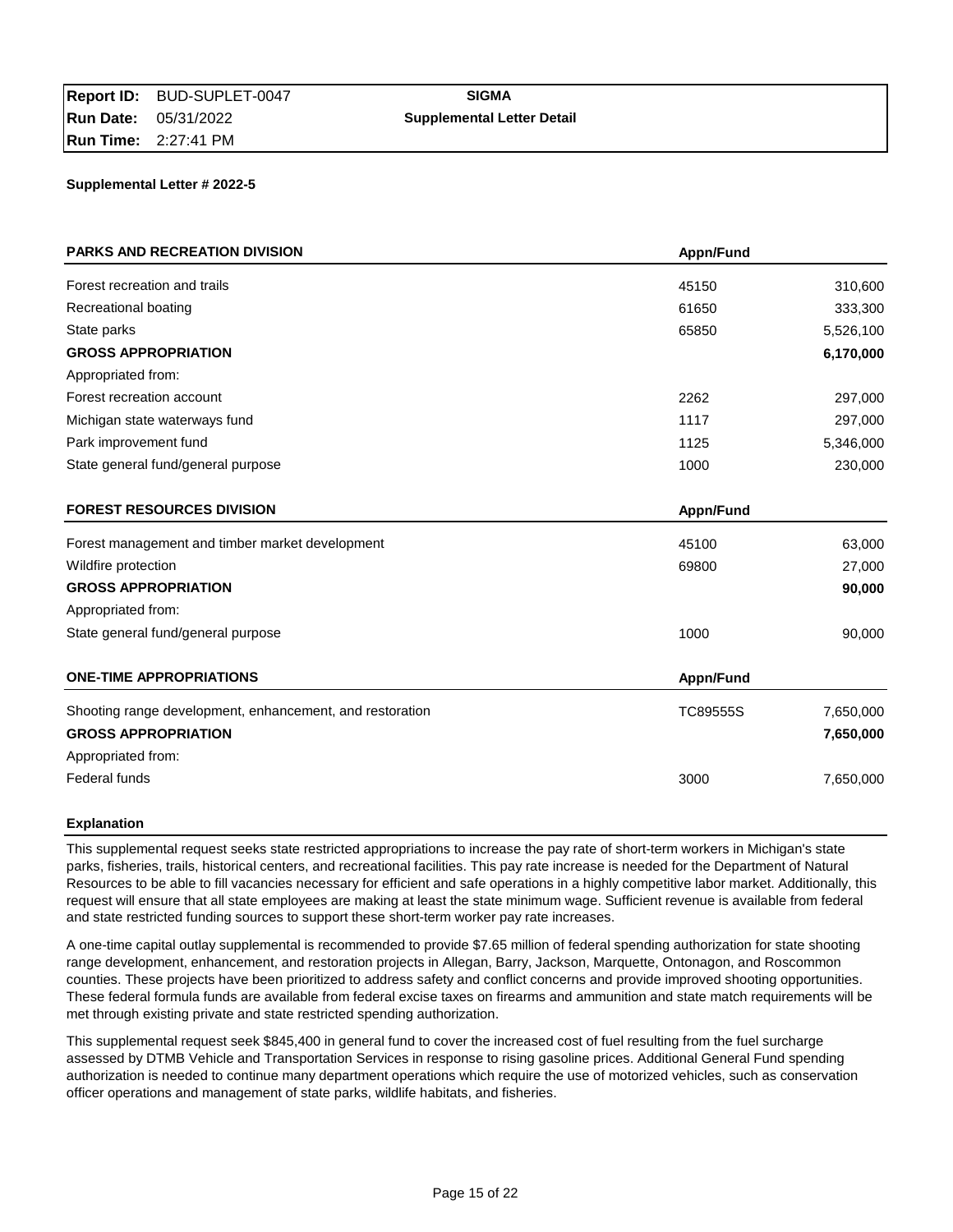| **Report ID:** | BUD-SUPLET-0047 | **SIGMA** |
| --- | --- | --- |
| **Run Date:** | 05/31/2022 | **Supplemental Letter Detail** |
| **Run Time:** | 2:27:41 PM | |

**Supplemental Letter # 2022-5**

| **PARKS AND RECREATION DIVISION** | **Appn/Fund** | |
| --- | --- | --- |
| Forest recreation and trails | 45150 | 310,600 |
| Recreational boating | 61650 | 333,300 |
| State parks | 65850 | 5,526,100 |
| **GROSS APPROPRIATION** | | **6,170,000** |
| Appropriated from: | | |
| Forest recreation account | 2262 | 297,000 |
| Michigan state waterways fund | 1117 | 297,000 |
| Park improvement fund | 1125 | 5,346,000 |
| State general fund/general purpose | 1000 | 230,000 |

| **FOREST RESOURCES DIVISION** | **Appn/Fund** | |
| --- | --- | --- |
| Forest management and timber market development | 45100 | 63,000 |
| Wildfire protection | 69800 | 27,000 |
| **GROSS APPROPRIATION** | | **90,000** |
| Appropriated from: | | |
| State general fund/general purpose | 1000 | 90,000 |

| **ONE-TIME APPROPRIATIONS** | **Appn/Fund** | |
| --- | --- | --- |
| Shooting range development, enhancement, and restoration | TC89555S | 7,650,000 |
| **GROSS APPROPRIATION** | | **7,650,000** |
| Appropriated from: | | |
| Federal funds | 3000 | 7,650,000 |

**Explanation**

This supplemental request seeks state restricted appropriations to increase the pay rate of short-term workers in Michigan's state parks, fisheries, trails, historical centers, and recreational facilities. This pay rate increase is needed for the Department of Natural Resources to be able to fill vacancies necessary for efficient and safe operations in a highly competitive labor market. Additionally, this request will ensure that all state employees are making at least the state minimum wage. Sufficient revenue is available from federal and state restricted funding sources to support these short-term worker pay rate increases.

A one-time capital outlay supplemental is recommended to provide $7.65 million of federal spending authorization for state shooting range development, enhancement, and restoration projects in Allegan, Barry, Jackson, Marquette, Ontonagon, and Roscommon counties. These projects have been prioritized to address safety and conflict concerns and provide improved shooting opportunities. These federal formula funds are available from federal excise taxes on firearms and ammunition and state match requirements will be met through existing private and state restricted spending authorization.

This supplemental request seek $845,400 in general fund to cover the increased cost of fuel resulting from the fuel surcharge assessed by DTMB Vehicle and Transportation Services in response to rising gasoline prices. Additional General Fund spending authorization is needed to continue many department operations which require the use of motorized vehicles, such as conservation officer operations and management of state parks, wildlife habitats, and fisheries.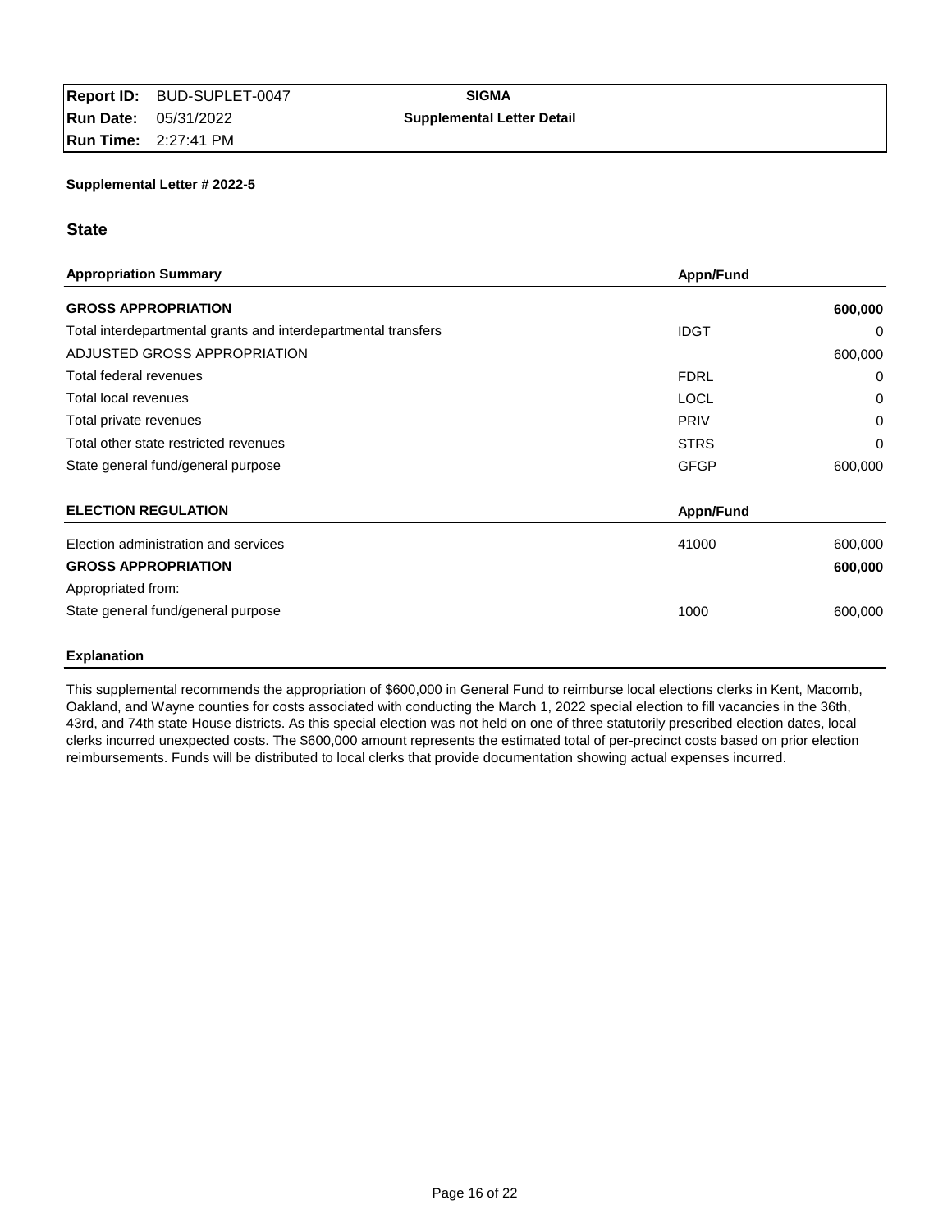| | | |
|---|---|---|
| **Report ID:** BUD-SUPLET-0047 | **SIGMA** | |
| **Run Date:** 05/31/2022 | **Supplemental Letter Detail** | |
| **Run Time:** 2:27:41 PM | | |

**Supplemental Letter # 2022-5**

## State

| Appropriation Summary | Appn/Fund | |
|---|---|---|
| **GROSS APPROPRIATION** | | **600,000** |
| Total interdepartmental grants and interdepartmental transfers | IDGT | 0 |
| ADJUSTED GROSS APPROPRIATION | | 600,000 |
| Total federal revenues | FDRL | 0 |
| Total local revenues | LOCL | 0 |
| Total private revenues | PRIV | 0 |
| Total other state restricted revenues | STRS | 0 |
| State general fund/general purpose | GFGP | 600,000 |

| ELECTION REGULATION | Appn/Fund | |
|---|---|---|
| Election administration and services | 41000 | 600,000 |
| **GROSS APPROPRIATION** | | **600,000** |
| Appropriated from: | | |
| State general fund/general purpose | 1000 | 600,000 |

**Explanation**

This supplemental recommends the appropriation of $600,000 in General Fund to reimburse local elections clerks in Kent, Macomb, Oakland, and Wayne counties for costs associated with conducting the March 1, 2022 special election to fill vacancies in the 36th, 43rd, and 74th state House districts. As this special election was not held on one of three statutorily prescribed election dates, local clerks incurred unexpected costs. The $600,000 amount represents the estimated total of per-precinct costs based on prior election reimbursements. Funds will be distributed to local clerks that provide documentation showing actual expenses incurred.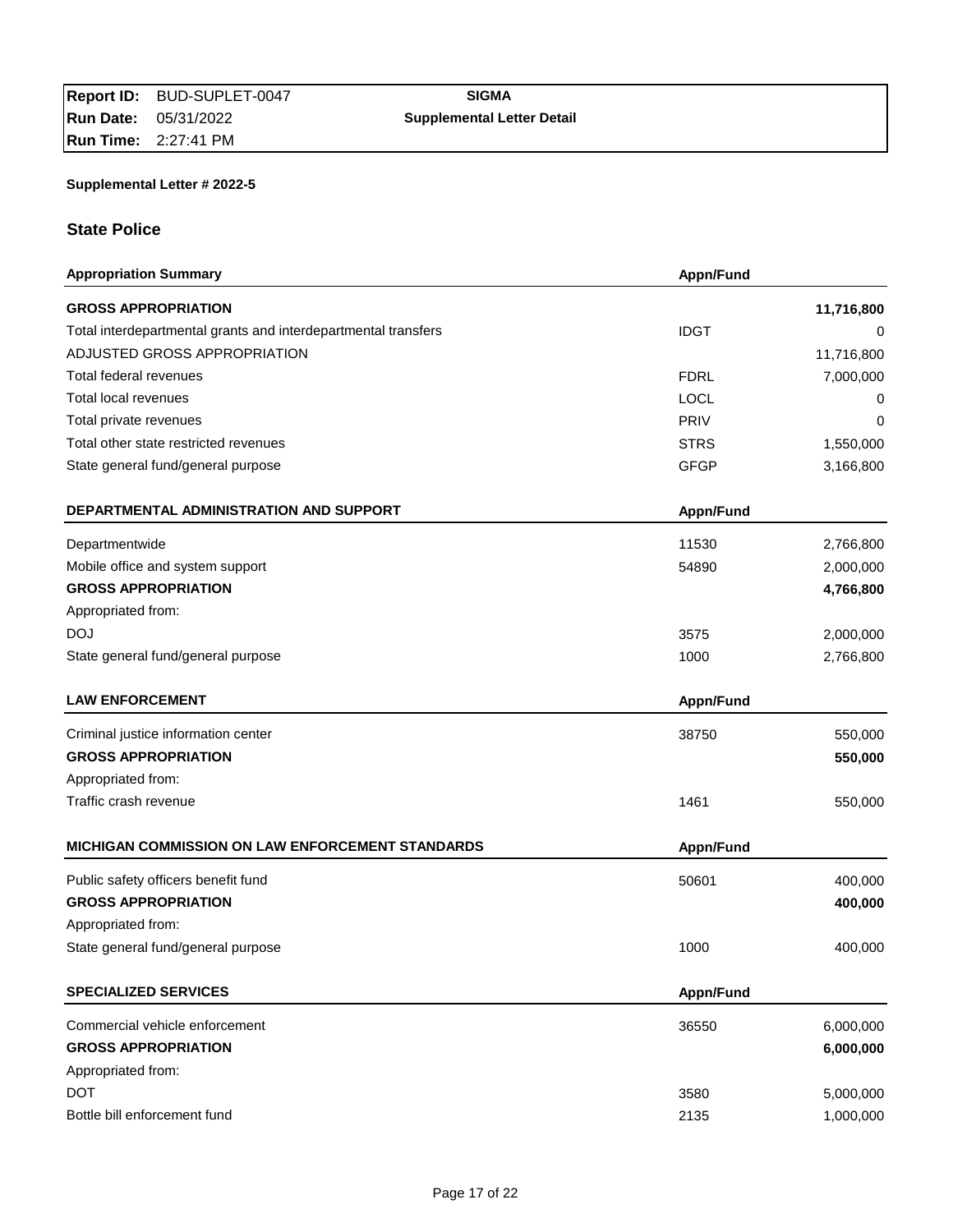| **Report ID:** BUD-SUPLET-0047 | **SIGMA** |
|---|---|
| **Run Date:** 05/31/2022 | **Supplemental Letter Detail** |
| **Run Time:** 2:27:41 PM | |

**Supplemental Letter # 2022-5**

## State Police

| **Appropriation Summary** | **Appn/Fund** | |
|---|---|---|
| **GROSS APPROPRIATION** | | **11,716,800** |
| Total interdepartmental grants and interdepartmental transfers | IDGT | 0 |
| ADJUSTED GROSS APPROPRIATION | | 11,716,800 |
| Total federal revenues | FDRL | 7,000,000 |
| Total local revenues | LOCL | 0 |
| Total private revenues | PRIV | 0 |
| Total other state restricted revenues | STRS | 1,550,000 |
| State general fund/general purpose | GFGP | 3,166,800 |

| **DEPARTMENTAL ADMINISTRATION AND SUPPORT** | **Appn/Fund** | |
|---|---|---|
| Departmentwide | 11530 | 2,766,800 |
| Mobile office and system support | 54890 | 2,000,000 |
| **GROSS APPROPRIATION** | | **4,766,800** |
| Appropriated from: | | |
| DOJ | 3575 | 2,000,000 |
| State general fund/general purpose | 1000 | 2,766,800 |

| **LAW ENFORCEMENT** | **Appn/Fund** | |
|---|---|---|
| Criminal justice information center | 38750 | 550,000 |
| **GROSS APPROPRIATION** | | **550,000** |
| Appropriated from: | | |
| Traffic crash revenue | 1461 | 550,000 |

| **MICHIGAN COMMISSION ON LAW ENFORCEMENT STANDARDS** | **Appn/Fund** | |
|---|---|---|
| Public safety officers benefit fund | 50601 | 400,000 |
| **GROSS APPROPRIATION** | | **400,000** |
| Appropriated from: | | |
| State general fund/general purpose | 1000 | 400,000 |

| **SPECIALIZED SERVICES** | **Appn/Fund** | |
|---|---|---|
| Commercial vehicle enforcement | 36550 | 6,000,000 |
| **GROSS APPROPRIATION** | | **6,000,000** |
| Appropriated from: | | |
| DOT | 3580 | 5,000,000 |
| Bottle bill enforcement fund | 2135 | 1,000,000 |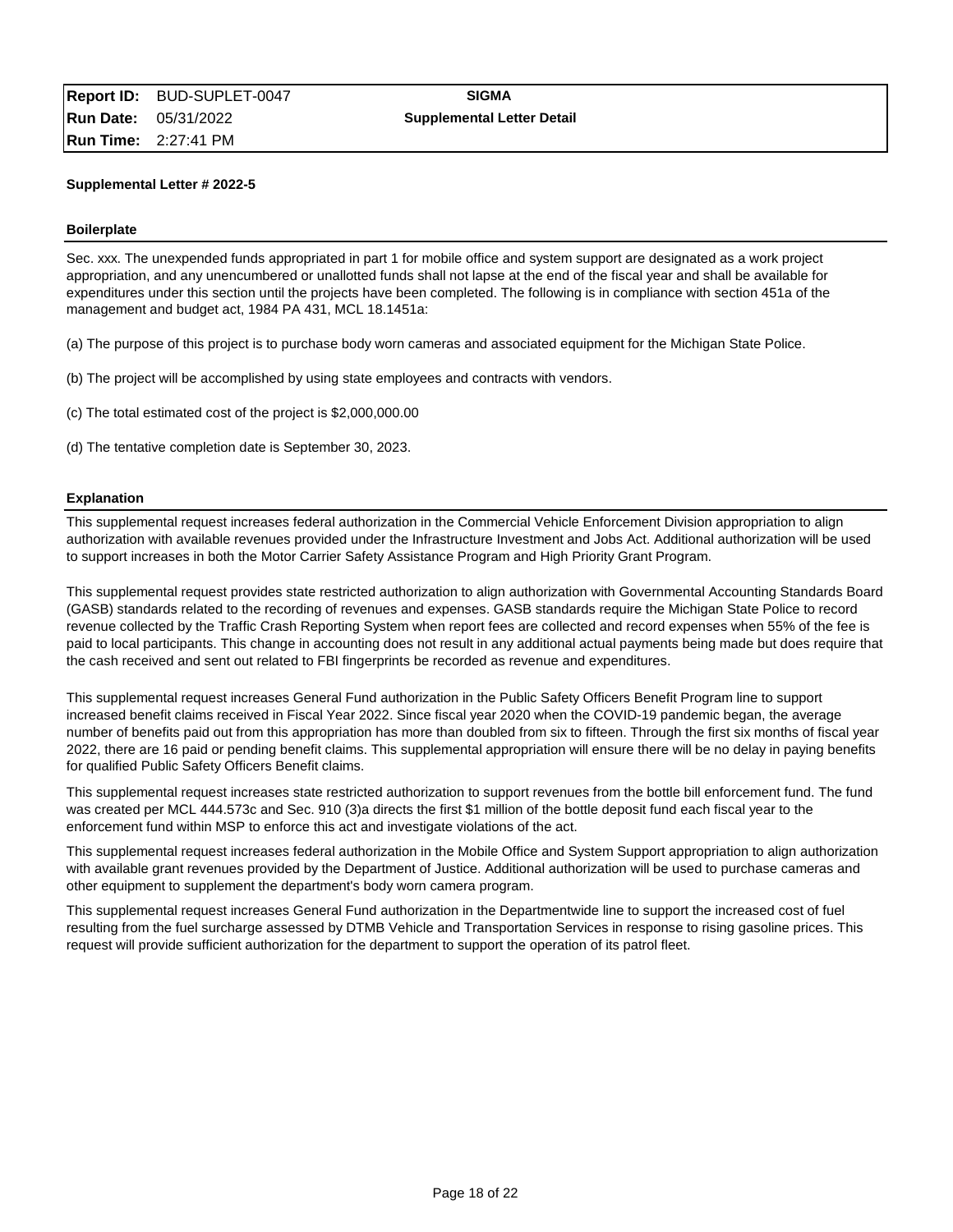| Report ID: | BUD-SUPLET-0047 | SIGMA |
|---|---|---|
| Run Date: | 05/31/2022 | Supplemental Letter Detail |
| Run Time: | 2:27:41 PM | |

**Supplemental Letter # 2022-5**

### Boilerplate

Sec. xxx. The unexpended funds appropriated in part 1 for mobile office and system support are designated as a work project appropriation, and any unencumbered or unallotted funds shall not lapse at the end of the fiscal year and shall be available for expenditures under this section until the projects have been completed. The following is in compliance with section 451a of the management and budget act, 1984 PA 431, MCL 18.1451a:

(a) The purpose of this project is to purchase body worn cameras and associated equipment for the Michigan State Police.

(b) The project will be accomplished by using state employees and contracts with vendors.

(c) The total estimated cost of the project is $2,000,000.00

(d) The tentative completion date is September 30, 2023.

### Explanation

This supplemental request increases federal authorization in the Commercial Vehicle Enforcement Division appropriation to align authorization with available revenues provided under the Infrastructure Investment and Jobs Act. Additional authorization will be used to support increases in both the Motor Carrier Safety Assistance Program and High Priority Grant Program.

This supplemental request provides state restricted authorization to align authorization with Governmental Accounting Standards Board (GASB) standards related to the recording of revenues and expenses. GASB standards require the Michigan State Police to record revenue collected by the Traffic Crash Reporting System when report fees are collected and record expenses when 55% of the fee is paid to local participants. This change in accounting does not result in any additional actual payments being made but does require that the cash received and sent out related to FBI fingerprints be recorded as revenue and expenditures.

This supplemental request increases General Fund authorization in the Public Safety Officers Benefit Program line to support increased benefit claims received in Fiscal Year 2022. Since fiscal year 2020 when the COVID-19 pandemic began, the average number of benefits paid out from this appropriation has more than doubled from six to fifteen. Through the first six months of fiscal year 2022, there are 16 paid or pending benefit claims. This supplemental appropriation will ensure there will be no delay in paying benefits for qualified Public Safety Officers Benefit claims.

This supplemental request increases state restricted authorization to support revenues from the bottle bill enforcement fund. The fund was created per MCL 444.573c and Sec. 910 (3)a directs the first $1 million of the bottle deposit fund each fiscal year to the enforcement fund within MSP to enforce this act and investigate violations of the act.

This supplemental request increases federal authorization in the Mobile Office and System Support appropriation to align authorization with available grant revenues provided by the Department of Justice. Additional authorization will be used to purchase cameras and other equipment to supplement the department's body worn camera program.

This supplemental request increases General Fund authorization in the Departmentwide line to support the increased cost of fuel resulting from the fuel surcharge assessed by DTMB Vehicle and Transportation Services in response to rising gasoline prices. This request will provide sufficient authorization for the department to support the operation of its patrol fleet.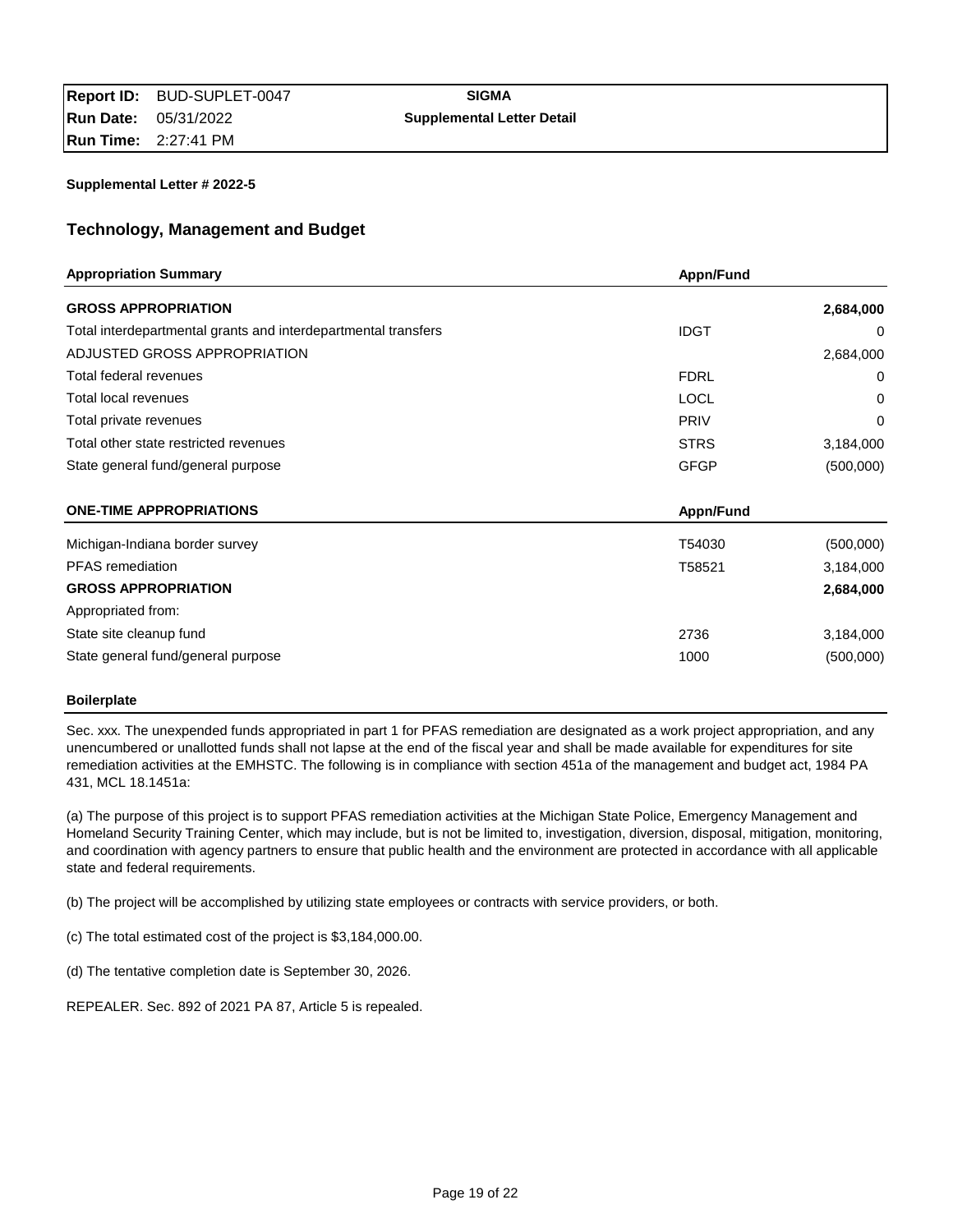| **Report ID:** BUD-SUPLET-0047 | **SIGMA** |
| --- | --- |
| **Run Date:** 05/31/2022 | **Supplemental Letter Detail** |
| **Run Time:** 2:27:41 PM | |

**Supplemental Letter # 2022-5**

## Technology, Management and Budget

| **Appropriation Summary** | **Appn/Fund** | |
| --- | --- | --- |
| **GROSS APPROPRIATION** | | **2,684,000** |
| Total interdepartmental grants and interdepartmental transfers | IDGT | 0 |
| ADJUSTED GROSS APPROPRIATION | | 2,684,000 |
| Total federal revenues | FDRL | 0 |
| Total local revenues | LOCL | 0 |
| Total private revenues | PRIV | 0 |
| Total other state restricted revenues | STRS | 3,184,000 |
| State general fund/general purpose | GFGP | (500,000) |

| **ONE-TIME APPROPRIATIONS** | **Appn/Fund** | |
| --- | --- | --- |
| Michigan-Indiana border survey | T54030 | (500,000) |
| PFAS remediation | T58521 | 3,184,000 |
| **GROSS APPROPRIATION** | | **2,684,000** |
| Appropriated from: | | |
| State site cleanup fund | 2736 | 3,184,000 |
| State general fund/general purpose | 1000 | (500,000) |

**Boilerplate**

Sec. xxx. The unexpended funds appropriated in part 1 for PFAS remediation are designated as a work project appropriation, and any unencumbered or unallotted funds shall not lapse at the end of the fiscal year and shall be made available for expenditures for site remediation activities at the EMHSTC. The following is in compliance with section 451a of the management and budget act, 1984 PA 431, MCL 18.1451a:

(a) The purpose of this project is to support PFAS remediation activities at the Michigan State Police, Emergency Management and Homeland Security Training Center, which may include, but is not be limited to, investigation, diversion, disposal, mitigation, monitoring, and coordination with agency partners to ensure that public health and the environment are protected in accordance with all applicable state and federal requirements.

(b) The project will be accomplished by utilizing state employees or contracts with service providers, or both.

(c) The total estimated cost of the project is $3,184,000.00.

(d) The tentative completion date is September 30, 2026.

REPEALER. Sec. 892 of 2021 PA 87, Article 5 is repealed.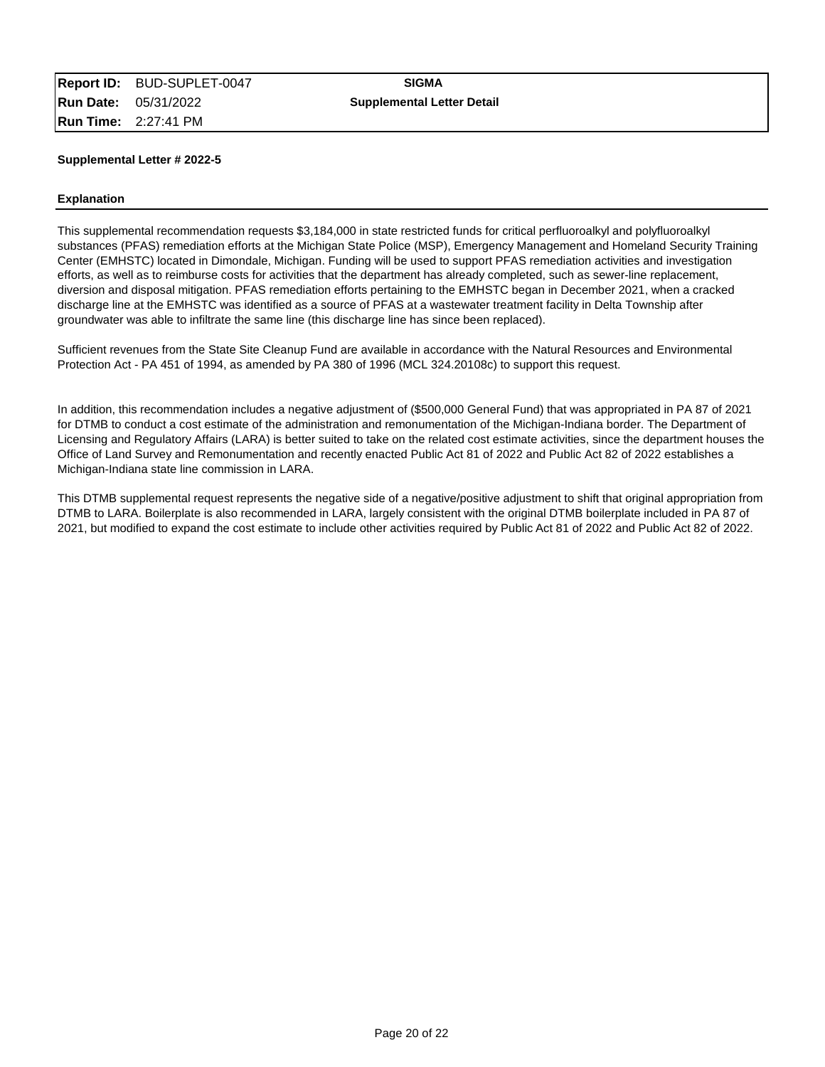**Report ID:** BUD-SUPLET-0047
**Run Date:** 05/31/2022
**Run Time:** 2:27:41 PM

**SIGMA**
**Supplemental Letter Detail**

**Supplemental Letter # 2022-5**

**Explanation**

This supplemental recommendation requests $3,184,000 in state restricted funds for critical perfluoroalkyl and polyfluoroalkyl substances (PFAS) remediation efforts at the Michigan State Police (MSP), Emergency Management and Homeland Security Training Center (EMHSTC) located in Dimondale, Michigan. Funding will be used to support PFAS remediation activities and investigation efforts, as well as to reimburse costs for activities that the department has already completed, such as sewer-line replacement, diversion and disposal mitigation. PFAS remediation efforts pertaining to the EMHSTC began in December 2021, when a cracked discharge line at the EMHSTC was identified as a source of PFAS at a wastewater treatment facility in Delta Township after groundwater was able to infiltrate the same line (this discharge line has since been replaced).

Sufficient revenues from the State Site Cleanup Fund are available in accordance with the Natural Resources and Environmental Protection Act - PA 451 of 1994, as amended by PA 380 of 1996 (MCL 324.20108c) to support this request.

In addition, this recommendation includes a negative adjustment of ($500,000 General Fund) that was appropriated in PA 87 of 2021 for DTMB to conduct a cost estimate of the administration and remonumentation of the Michigan-Indiana border. The Department of Licensing and Regulatory Affairs (LARA) is better suited to take on the related cost estimate activities, since the department houses the Office of Land Survey and Remonumentation and recently enacted Public Act 81 of 2022 and Public Act 82 of 2022 establishes a Michigan-Indiana state line commission in LARA.

This DTMB supplemental request represents the negative side of a negative/positive adjustment to shift that original appropriation from DTMB to LARA. Boilerplate is also recommended in LARA, largely consistent with the original DTMB boilerplate included in PA 87 of 2021, but modified to expand the cost estimate to include other activities required by Public Act 81 of 2022 and Public Act 82 of 2022.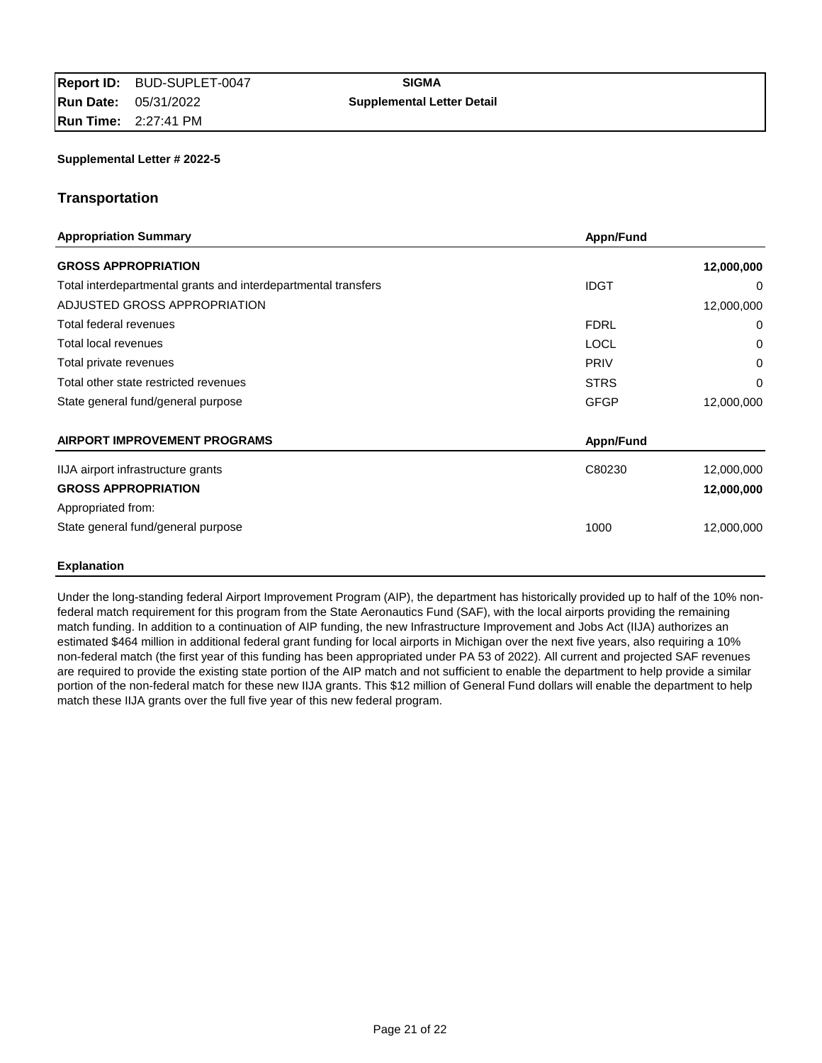| | |
|---|---|
| **Report ID:** BUD-SUPLET-0047 | **SIGMA** |
| **Run Date:** 05/31/2022 | **Supplemental Letter Detail** |
| **Run Time:** 2:27:41 PM | |

**Supplemental Letter # 2022-5**

## Transportation

| **Appropriation Summary** | **Appn/Fund** | |
|---|---|---|
| **GROSS APPROPRIATION** | | **12,000,000** |
| Total interdepartmental grants and interdepartmental transfers | IDGT | 0 |
| ADJUSTED GROSS APPROPRIATION | | 12,000,000 |
| Total federal revenues | FDRL | 0 |
| Total local revenues | LOCL | 0 |
| Total private revenues | PRIV | 0 |
| Total other state restricted revenues | STRS | 0 |
| State general fund/general purpose | GFGP | 12,000,000 |

| **AIRPORT IMPROVEMENT PROGRAMS** | **Appn/Fund** | |
|---|---|---|
| IIJA airport infrastructure grants | C80230 | 12,000,000 |
| **GROSS APPROPRIATION** | | **12,000,000** |
| Appropriated from: | | |
| State general fund/general purpose | 1000 | 12,000,000 |

**Explanation**

Under the long-standing federal Airport Improvement Program (AIP), the department has historically provided up to half of the 10% non-federal match requirement for this program from the State Aeronautics Fund (SAF), with the local airports providing the remaining match funding. In addition to a continuation of AIP funding, the new Infrastructure Improvement and Jobs Act (IIJA) authorizes an estimated $464 million in additional federal grant funding for local airports in Michigan over the next five years, also requiring a 10% non-federal match (the first year of this funding has been appropriated under PA 53 of 2022). All current and projected SAF revenues are required to provide the existing state portion of the AIP match and not sufficient to enable the department to help provide a similar portion of the non-federal match for these new IIJA grants. This $12 million of General Fund dollars will enable the department to help match these IIJA grants over the full five year of this new federal program.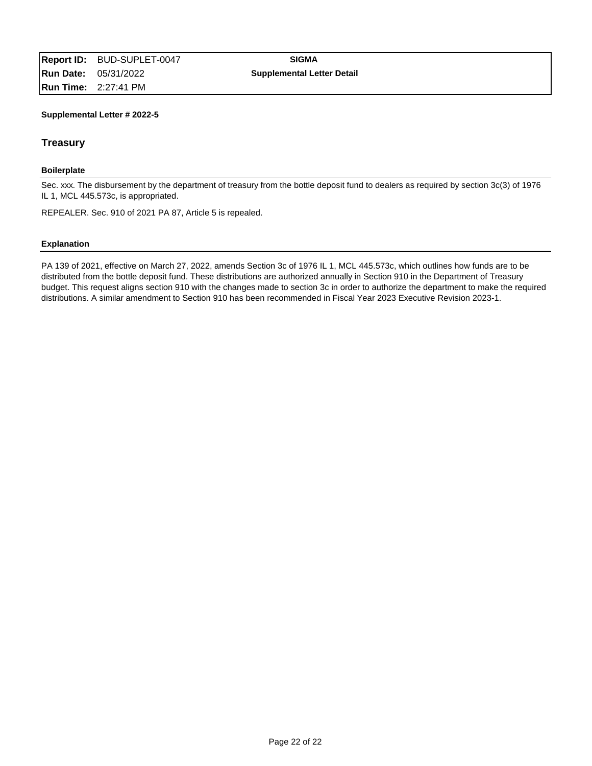| | | |
|---|---|---|
| **Report ID:** BUD-SUPLET-0047 | **SIGMA** | |
| **Run Date:** 05/31/2022 | **Supplemental Letter Detail** | |
| **Run Time:** 2:27:41 PM | | |

**Supplemental Letter # 2022-5**

## Treasury

### Boilerplate

Sec. xxx. The disbursement by the department of treasury from the bottle deposit fund to dealers as required by section 3c(3) of 1976 IL 1, MCL 445.573c, is appropriated.

REPEALER. Sec. 910 of 2021 PA 87, Article 5 is repealed.

### Explanation

PA 139 of 2021, effective on March 27, 2022, amends Section 3c of 1976 IL 1, MCL 445.573c, which outlines how funds are to be distributed from the bottle deposit fund. These distributions are authorized annually in Section 910 in the Department of Treasury budget. This request aligns section 910 with the changes made to section 3c in order to authorize the department to make the required distributions. A similar amendment to Section 910 has been recommended in Fiscal Year 2023 Executive Revision 2023-1.